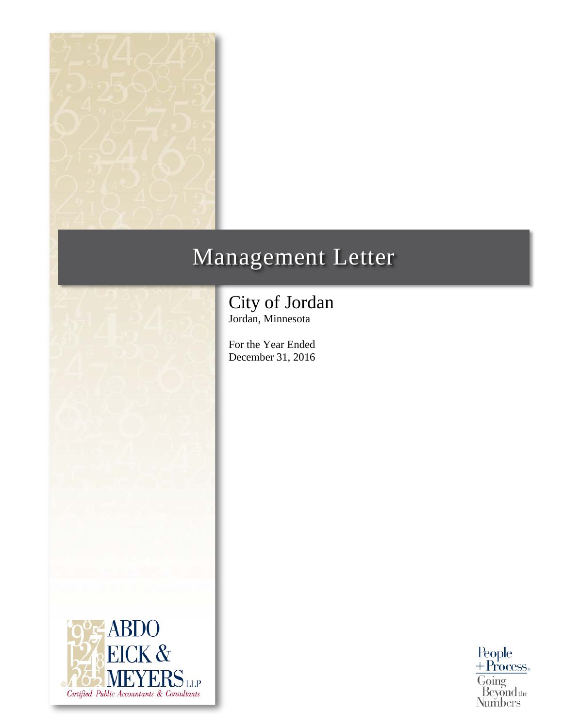# Management Letter

## City of Jordan

Jordan, Minnesota

For the Year Ended
December 31, 2016

ABDO EICK & MEYERS LLP
*Certified Public Accountants & Consultants*

People + Process. Going Beyond the Numbers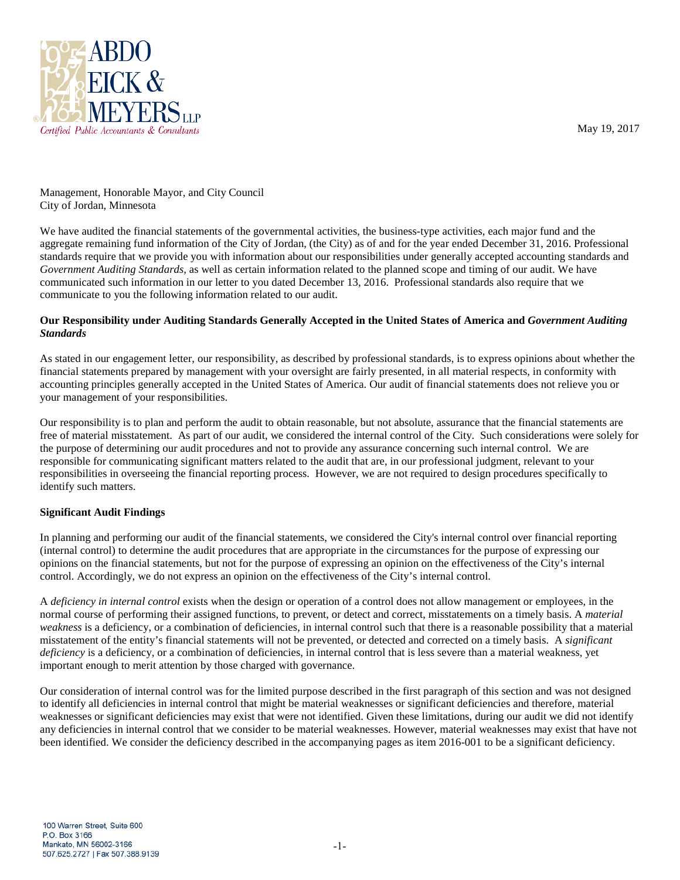May 19, 2017

Management, Honorable Mayor, and City Council
City of Jordan, Minnesota

We have audited the financial statements of the governmental activities, the business-type activities, each major fund and the aggregate remaining fund information of the City of Jordan, (the City) as of and for the year ended December 31, 2016. Professional standards require that we provide you with information about our responsibilities under generally accepted accounting standards and *Government Auditing Standards*, as well as certain information related to the planned scope and timing of our audit. We have communicated such information in our letter to you dated December 13, 2016. Professional standards also require that we communicate to you the following information related to our audit.

**Our Responsibility under Auditing Standards Generally Accepted in the United States of America and *Government Auditing Standards***

As stated in our engagement letter, our responsibility, as described by professional standards, is to express opinions about whether the financial statements prepared by management with your oversight are fairly presented, in all material respects, in conformity with accounting principles generally accepted in the United States of America. Our audit of financial statements does not relieve you or your management of your responsibilities.

Our responsibility is to plan and perform the audit to obtain reasonable, but not absolute, assurance that the financial statements are free of material misstatement. As part of our audit, we considered the internal control of the City. Such considerations were solely for the purpose of determining our audit procedures and not to provide any assurance concerning such internal control. We are responsible for communicating significant matters related to the audit that are, in our professional judgment, relevant to your responsibilities in overseeing the financial reporting process. However, we are not required to design procedures specifically to identify such matters.

**Significant Audit Findings**

In planning and performing our audit of the financial statements, we considered the City's internal control over financial reporting (internal control) to determine the audit procedures that are appropriate in the circumstances for the purpose of expressing our opinions on the financial statements, but not for the purpose of expressing an opinion on the effectiveness of the City's internal control. Accordingly, we do not express an opinion on the effectiveness of the City's internal control.

A *deficiency in internal control* exists when the design or operation of a control does not allow management or employees, in the normal course of performing their assigned functions, to prevent, or detect and correct, misstatements on a timely basis. A *material weakness* is a deficiency, or a combination of deficiencies, in internal control such that there is a reasonable possibility that a material misstatement of the entity's financial statements will not be prevented, or detected and corrected on a timely basis. A *significant deficiency* is a deficiency, or a combination of deficiencies, in internal control that is less severe than a material weakness, yet important enough to merit attention by those charged with governance.

Our consideration of internal control was for the limited purpose described in the first paragraph of this section and was not designed to identify all deficiencies in internal control that might be material weaknesses or significant deficiencies and therefore, material weaknesses or significant deficiencies may exist that were not identified. Given these limitations, during our audit we did not identify any deficiencies in internal control that we consider to be material weaknesses. However, material weaknesses may exist that have not been identified. We consider the deficiency described in the accompanying pages as item 2016-001 to be a significant deficiency.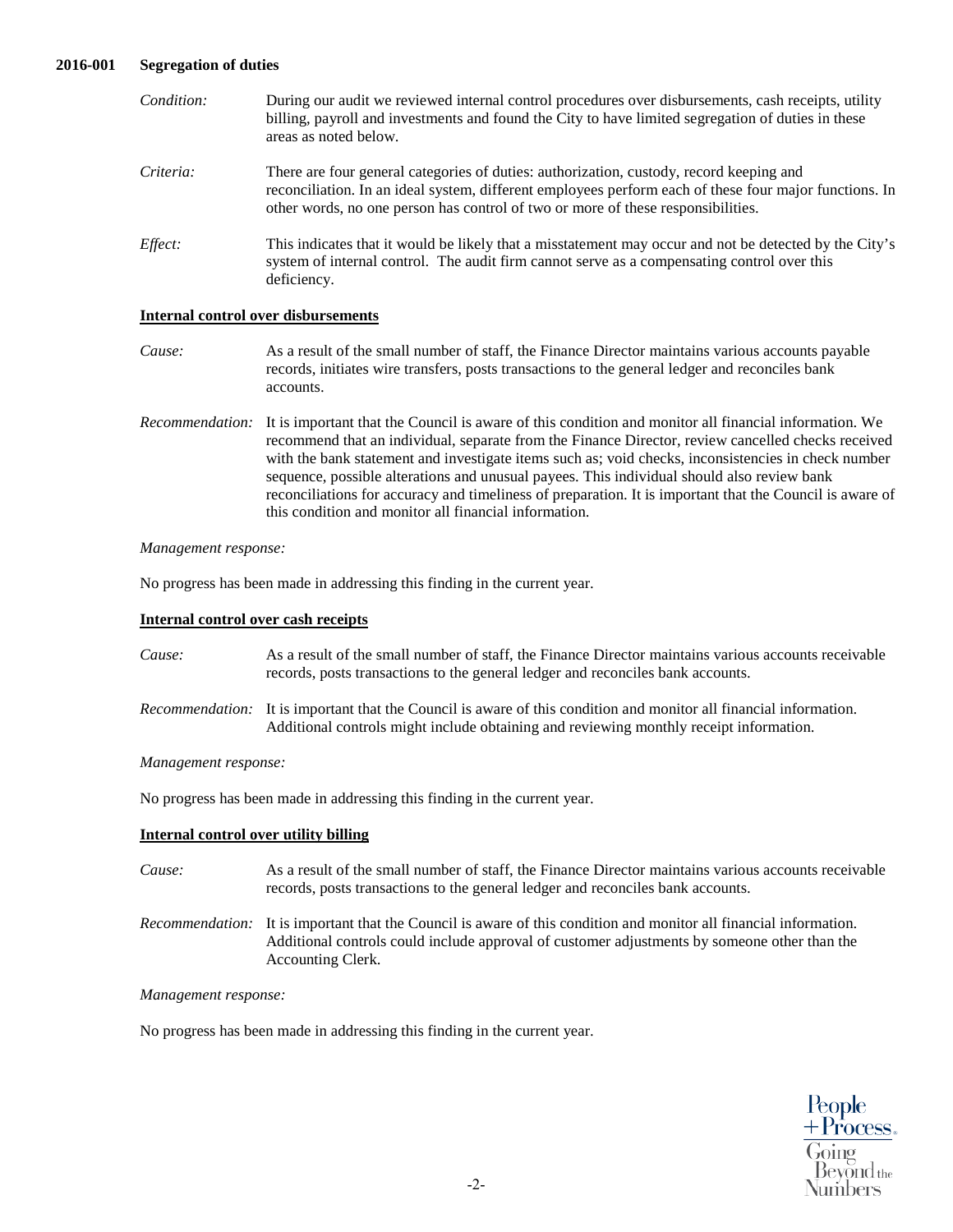**2016-001 Segregation of duties**

*Condition:* During our audit we reviewed internal control procedures over disbursements, cash receipts, utility billing, payroll and investments and found the City to have limited segregation of duties in these areas as noted below.

*Criteria:* There are four general categories of duties: authorization, custody, record keeping and reconciliation. In an ideal system, different employees perform each of these four major functions. In other words, no one person has control of two or more of these responsibilities.

*Effect:* This indicates that it would be likely that a misstatement may occur and not be detected by the City's system of internal control. The audit firm cannot serve as a compensating control over this deficiency.

**Internal control over disbursements**

*Cause:* As a result of the small number of staff, the Finance Director maintains various accounts payable records, initiates wire transfers, posts transactions to the general ledger and reconciles bank accounts.

*Recommendation:* It is important that the Council is aware of this condition and monitor all financial information. We recommend that an individual, separate from the Finance Director, review cancelled checks received with the bank statement and investigate items such as; void checks, inconsistencies in check number sequence, possible alterations and unusual payees. This individual should also review bank reconciliations for accuracy and timeliness of preparation. It is important that the Council is aware of this condition and monitor all financial information.

*Management response:*

No progress has been made in addressing this finding in the current year.

**Internal control over cash receipts**

*Cause:* As a result of the small number of staff, the Finance Director maintains various accounts receivable records, posts transactions to the general ledger and reconciles bank accounts.

*Recommendation:* It is important that the Council is aware of this condition and monitor all financial information. Additional controls might include obtaining and reviewing monthly receipt information.

*Management response:*

No progress has been made in addressing this finding in the current year.

**Internal control over utility billing**

*Cause:* As a result of the small number of staff, the Finance Director maintains various accounts receivable records, posts transactions to the general ledger and reconciles bank accounts.

*Recommendation:* It is important that the Council is aware of this condition and monitor all financial information. Additional controls could include approval of customer adjustments by someone other than the Accounting Clerk.

*Management response:*

No progress has been made in addressing this finding in the current year.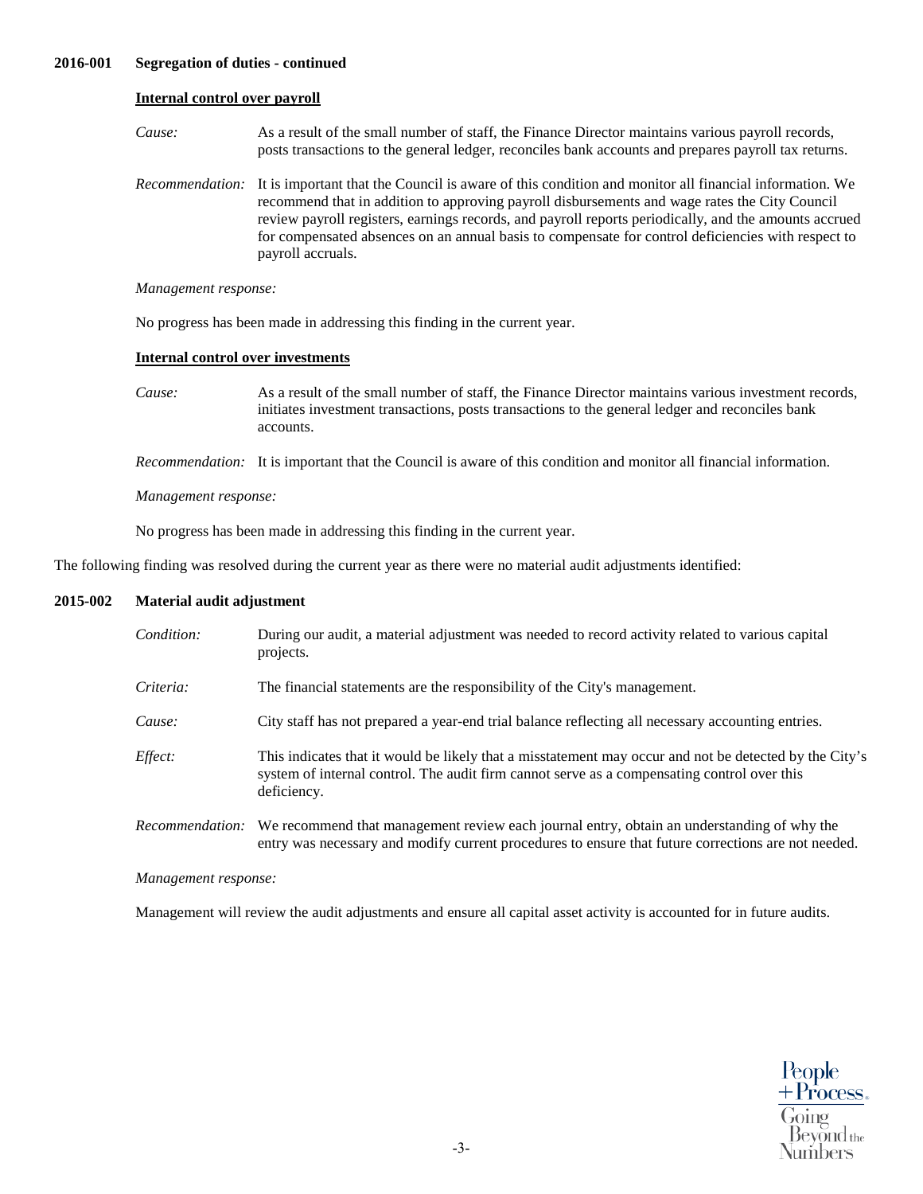**2016-001 Segregation of duties - continued**

**Internal control over payroll**

*Cause:* As a result of the small number of staff, the Finance Director maintains various payroll records, posts transactions to the general ledger, reconciles bank accounts and prepares payroll tax returns.

*Recommendation:* It is important that the Council is aware of this condition and monitor all financial information. We recommend that in addition to approving payroll disbursements and wage rates the City Council review payroll registers, earnings records, and payroll reports periodically, and the amounts accrued for compensated absences on an annual basis to compensate for control deficiencies with respect to payroll accruals.

*Management response:*

No progress has been made in addressing this finding in the current year.

**Internal control over investments**

*Cause:* As a result of the small number of staff, the Finance Director maintains various investment records, initiates investment transactions, posts transactions to the general ledger and reconciles bank accounts.

*Recommendation:* It is important that the Council is aware of this condition and monitor all financial information.

*Management response:*

No progress has been made in addressing this finding in the current year.

The following finding was resolved during the current year as there were no material audit adjustments identified:

**2015-002 Material audit adjustment**

*Condition:* During our audit, a material adjustment was needed to record activity related to various capital projects.

*Criteria:* The financial statements are the responsibility of the City's management.

*Cause:* City staff has not prepared a year-end trial balance reflecting all necessary accounting entries.

*Effect:* This indicates that it would be likely that a misstatement may occur and not be detected by the City's system of internal control. The audit firm cannot serve as a compensating control over this deficiency.

*Recommendation:* We recommend that management review each journal entry, obtain an understanding of why the entry was necessary and modify current procedures to ensure that future corrections are not needed.

*Management response:*

Management will review the audit adjustments and ensure all capital asset activity is accounted for in future audits.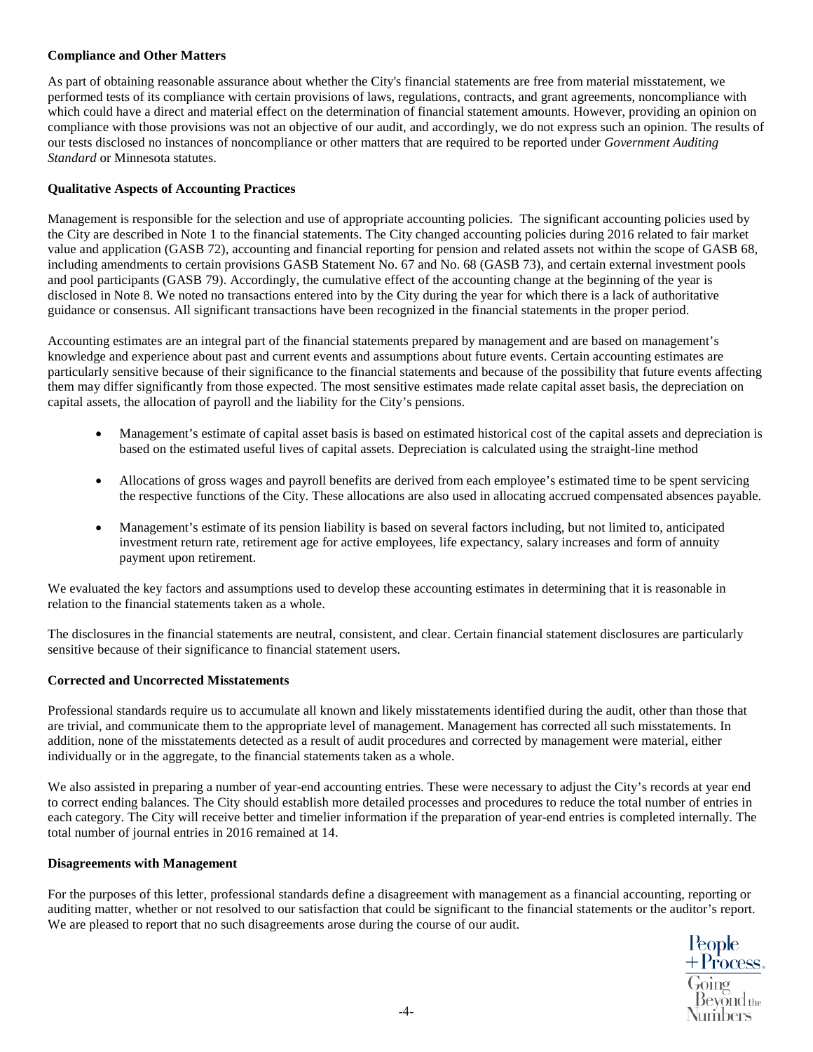**Compliance and Other Matters**

As part of obtaining reasonable assurance about whether the City's financial statements are free from material misstatement, we performed tests of its compliance with certain provisions of laws, regulations, contracts, and grant agreements, noncompliance with which could have a direct and material effect on the determination of financial statement amounts. However, providing an opinion on compliance with those provisions was not an objective of our audit, and accordingly, we do not express such an opinion. The results of our tests disclosed no instances of noncompliance or other matters that are required to be reported under *Government Auditing Standard* or Minnesota statutes.

**Qualitative Aspects of Accounting Practices**

Management is responsible for the selection and use of appropriate accounting policies. The significant accounting policies used by the City are described in Note 1 to the financial statements. The City changed accounting policies during 2016 related to fair market value and application (GASB 72), accounting and financial reporting for pension and related assets not within the scope of GASB 68, including amendments to certain provisions GASB Statement No. 67 and No. 68 (GASB 73), and certain external investment pools and pool participants (GASB 79). Accordingly, the cumulative effect of the accounting change at the beginning of the year is disclosed in Note 8. We noted no transactions entered into by the City during the year for which there is a lack of authoritative guidance or consensus. All significant transactions have been recognized in the financial statements in the proper period.

Accounting estimates are an integral part of the financial statements prepared by management and are based on management's knowledge and experience about past and current events and assumptions about future events. Certain accounting estimates are particularly sensitive because of their significance to the financial statements and because of the possibility that future events affecting them may differ significantly from those expected. The most sensitive estimates made relate capital asset basis, the depreciation on capital assets, the allocation of payroll and the liability for the City's pensions.

- Management's estimate of capital asset basis is based on estimated historical cost of the capital assets and depreciation is based on the estimated useful lives of capital assets. Depreciation is calculated using the straight-line method
- Allocations of gross wages and payroll benefits are derived from each employee's estimated time to be spent servicing the respective functions of the City. These allocations are also used in allocating accrued compensated absences payable.
- Management's estimate of its pension liability is based on several factors including, but not limited to, anticipated investment return rate, retirement age for active employees, life expectancy, salary increases and form of annuity payment upon retirement.

We evaluated the key factors and assumptions used to develop these accounting estimates in determining that it is reasonable in relation to the financial statements taken as a whole.

The disclosures in the financial statements are neutral, consistent, and clear. Certain financial statement disclosures are particularly sensitive because of their significance to financial statement users.

**Corrected and Uncorrected Misstatements**

Professional standards require us to accumulate all known and likely misstatements identified during the audit, other than those that are trivial, and communicate them to the appropriate level of management. Management has corrected all such misstatements. In addition, none of the misstatements detected as a result of audit procedures and corrected by management were material, either individually or in the aggregate, to the financial statements taken as a whole.

We also assisted in preparing a number of year-end accounting entries. These were necessary to adjust the City's records at year end to correct ending balances. The City should establish more detailed processes and procedures to reduce the total number of entries in each category. The City will receive better and timelier information if the preparation of year-end entries is completed internally. The total number of journal entries in 2016 remained at 14.

**Disagreements with Management**

For the purposes of this letter, professional standards define a disagreement with management as a financial accounting, reporting or auditing matter, whether or not resolved to our satisfaction that could be significant to the financial statements or the auditor's report. We are pleased to report that no such disagreements arose during the course of our audit.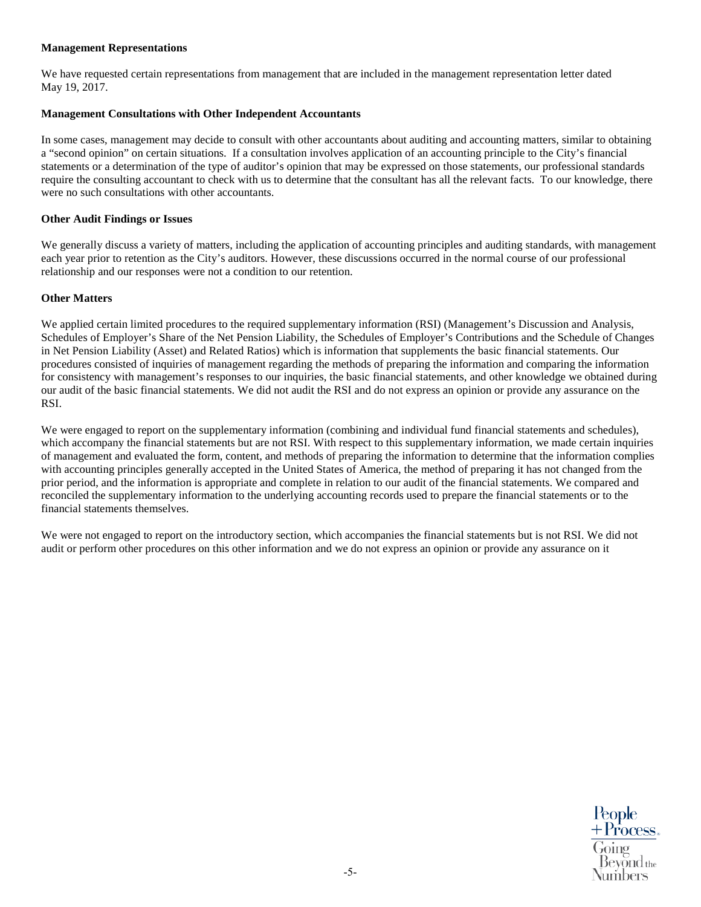**Management Representations**

We have requested certain representations from management that are included in the management representation letter dated May 19, 2017.

**Management Consultations with Other Independent Accountants**

In some cases, management may decide to consult with other accountants about auditing and accounting matters, similar to obtaining a "second opinion" on certain situations. If a consultation involves application of an accounting principle to the City's financial statements or a determination of the type of auditor's opinion that may be expressed on those statements, our professional standards require the consulting accountant to check with us to determine that the consultant has all the relevant facts. To our knowledge, there were no such consultations with other accountants.

**Other Audit Findings or Issues**

We generally discuss a variety of matters, including the application of accounting principles and auditing standards, with management each year prior to retention as the City's auditors. However, these discussions occurred in the normal course of our professional relationship and our responses were not a condition to our retention.

**Other Matters**

We applied certain limited procedures to the required supplementary information (RSI) (Management's Discussion and Analysis, Schedules of Employer's Share of the Net Pension Liability, the Schedules of Employer's Contributions and the Schedule of Changes in Net Pension Liability (Asset) and Related Ratios) which is information that supplements the basic financial statements. Our procedures consisted of inquiries of management regarding the methods of preparing the information and comparing the information for consistency with management's responses to our inquiries, the basic financial statements, and other knowledge we obtained during our audit of the basic financial statements. We did not audit the RSI and do not express an opinion or provide any assurance on the RSI.

We were engaged to report on the supplementary information (combining and individual fund financial statements and schedules), which accompany the financial statements but are not RSI. With respect to this supplementary information, we made certain inquiries of management and evaluated the form, content, and methods of preparing the information to determine that the information complies with accounting principles generally accepted in the United States of America, the method of preparing it has not changed from the prior period, and the information is appropriate and complete in relation to our audit of the financial statements. We compared and reconciled the supplementary information to the underlying accounting records used to prepare the financial statements or to the financial statements themselves.

We were not engaged to report on the introductory section, which accompanies the financial statements but is not RSI. We did not audit or perform other procedures on this other information and we do not express an opinion or provide any assurance on it

People + Process. Going Beyond the Numbers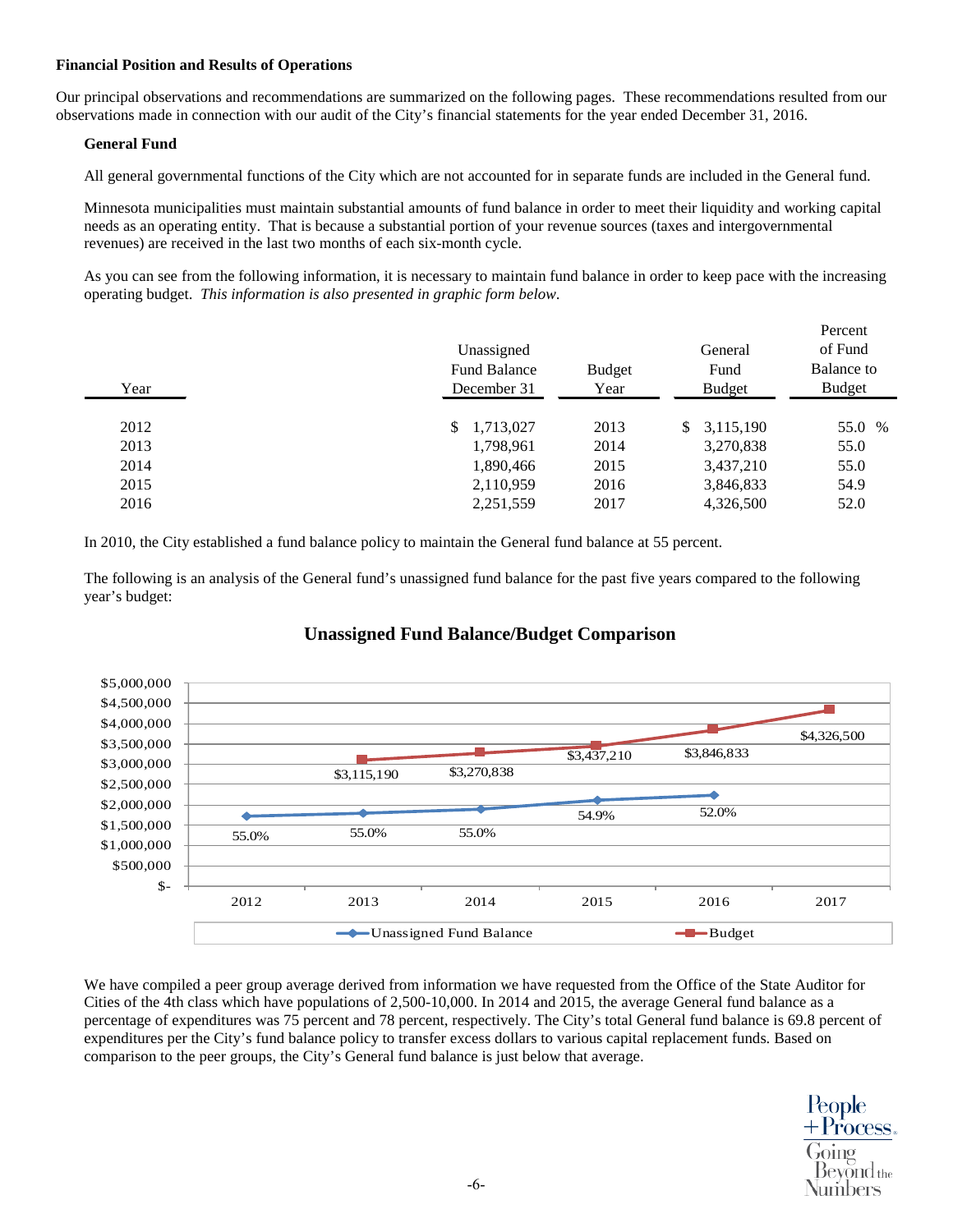### Financial Position and Results of Operations

Our principal observations and recommendations are summarized on the following pages. These recommendations resulted from our observations made in connection with our audit of the City's financial statements for the year ended December 31, 2016.

#### General Fund

All general governmental functions of the City which are not accounted for in separate funds are included in the General fund.

Minnesota municipalities must maintain substantial amounts of fund balance in order to meet their liquidity and working capital needs as an operating entity. That is because a substantial portion of your revenue sources (taxes and intergovernmental revenues) are received in the last two months of each six-month cycle.

As you can see from the following information, it is necessary to maintain fund balance in order to keep pace with the increasing operating budget. *This information is also presented in graphic form below.*

| Year | Unassigned Fund Balance December 31 | Budget Year | General Fund Budget | Percent of Fund Balance to Budget |
|---|---|---|---|---|
| 2012 | $ 1,713,027 | 2013 | $ 3,115,190 | 55.0 % |
| 2013 | 1,798,961 | 2014 | 3,270,838 | 55.0 |
| 2014 | 1,890,466 | 2015 | 3,437,210 | 55.0 |
| 2015 | 2,110,959 | 2016 | 3,846,833 | 54.9 |
| 2016 | 2,251,559 | 2017 | 4,326,500 | 52.0 |

In 2010, the City established a fund balance policy to maintain the General fund balance at 55 percent.

The following is an analysis of the General fund's unassigned fund balance for the past five years compared to the following year's budget:

**Unassigned Fund Balance/Budget Comparison**

$5,000,000
$4,500,000
$4,000,000
$3,500,000
$3,000,000
$2,500,000
$2,000,000
$1,500,000
$1,000,000
$500,000
$-

2012 2013 2014 2015 2016 2017

$3,115,190 $3,270,838 $3,437,210 $3,846,833 $4,326,500

55.0% 55.0% 55.0% 54.9% 52.0%

Unassigned Fund Balance Budget

We have compiled a peer group average derived from information we have requested from the Office of the State Auditor for Cities of the 4th class which have populations of 2,500-10,000. In 2014 and 2015, the average General fund balance as a percentage of expenditures was 75 percent and 78 percent, respectively. The City's total General fund balance is 69.8 percent of expenditures per the City's fund balance policy to transfer excess dollars to various capital replacement funds. Based on comparison to the peer groups, the City's General fund balance is just below that average.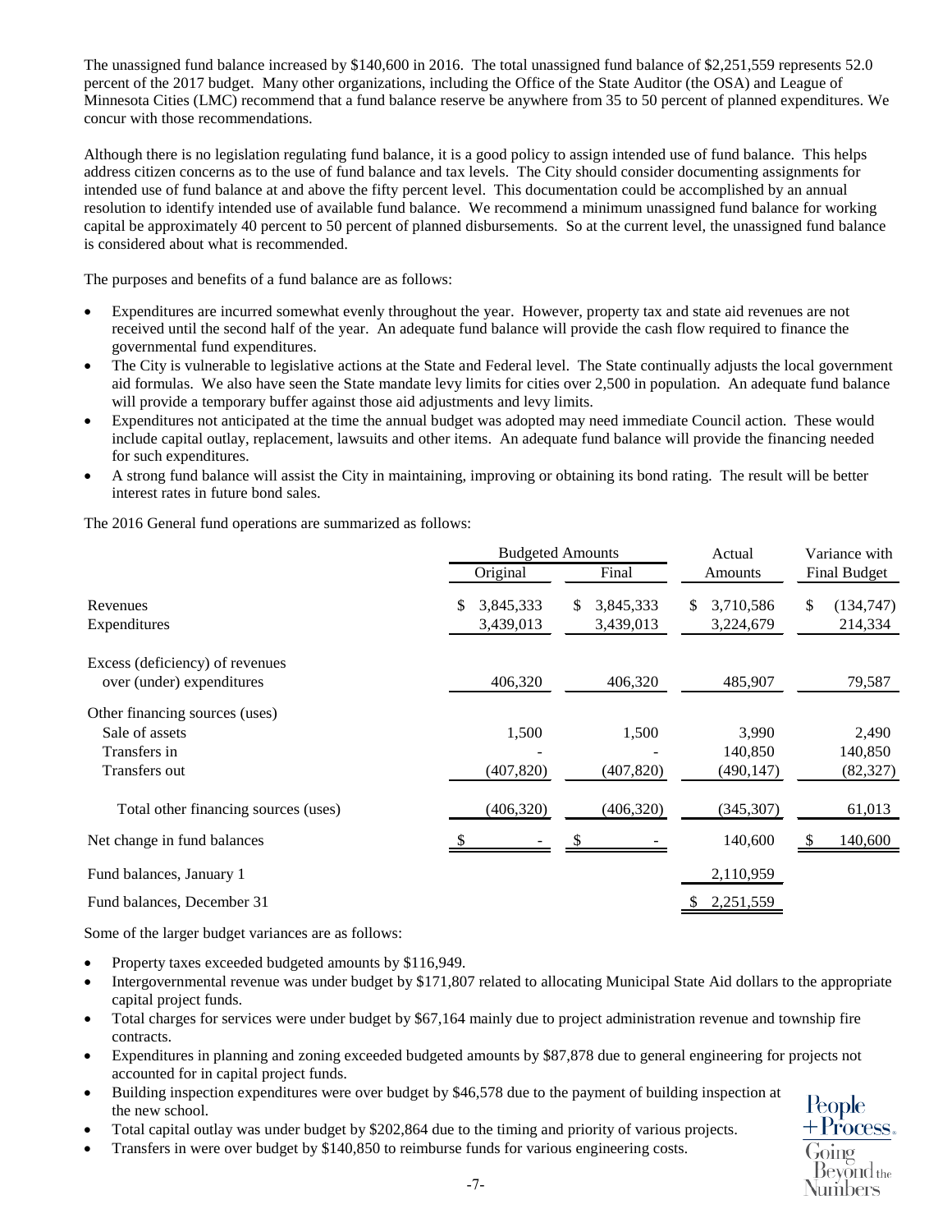The unassigned fund balance increased by $140,600 in 2016. The total unassigned fund balance of $2,251,559 represents 52.0 percent of the 2017 budget. Many other organizations, including the Office of the State Auditor (the OSA) and League of Minnesota Cities (LMC) recommend that a fund balance reserve be anywhere from 35 to 50 percent of planned expenditures. We concur with those recommendations.

Although there is no legislation regulating fund balance, it is a good policy to assign intended use of fund balance. This helps address citizen concerns as to the use of fund balance and tax levels. The City should consider documenting assignments for intended use of fund balance at and above the fifty percent level. This documentation could be accomplished by an annual resolution to identify intended use of available fund balance. We recommend a minimum unassigned fund balance for working capital be approximately 40 percent to 50 percent of planned disbursements. So at the current level, the unassigned fund balance is considered about what is recommended.

The purposes and benefits of a fund balance are as follows:

- Expenditures are incurred somewhat evenly throughout the year. However, property tax and state aid revenues are not received until the second half of the year. An adequate fund balance will provide the cash flow required to finance the governmental fund expenditures.
- The City is vulnerable to legislative actions at the State and Federal level. The State continually adjusts the local government aid formulas. We also have seen the State mandate levy limits for cities over 2,500 in population. An adequate fund balance will provide a temporary buffer against those aid adjustments and levy limits.
- Expenditures not anticipated at the time the annual budget was adopted may need immediate Council action. These would include capital outlay, replacement, lawsuits and other items. An adequate fund balance will provide the financing needed for such expenditures.
- A strong fund balance will assist the City in maintaining, improving or obtaining its bond rating. The result will be better interest rates in future bond sales.

The 2016 General fund operations are summarized as follows:

| | Budgeted Amounts | | Actual | Variance with |
|---|---|---|---|---|
| | Original | Final | Amounts | Final Budget |
| Revenues | $ 3,845,333 | $ 3,845,333 | $ 3,710,586 | $ (134,747) |
| Expenditures | 3,439,013 | 3,439,013 | 3,224,679 | 214,334 |
| Excess (deficiency) of revenues over (under) expenditures | 406,320 | 406,320 | 485,907 | 79,587 |
| Other financing sources (uses) | | | | |
| Sale of assets | 1,500 | 1,500 | 3,990 | 2,490 |
| Transfers in | - | - | 140,850 | 140,850 |
| Transfers out | (407,820) | (407,820) | (490,147) | (82,327) |
| Total other financing sources (uses) | (406,320) | (406,320) | (345,307) | 61,013 |
| Net change in fund balances | $ - | $ - | 140,600 | $ 140,600 |
| Fund balances, January 1 | | | 2,110,959 | |
| Fund balances, December 31 | | | $ 2,251,559 | |

Some of the larger budget variances are as follows:

- Property taxes exceeded budgeted amounts by $116,949.
- Intergovernmental revenue was under budget by $171,807 related to allocating Municipal State Aid dollars to the appropriate capital project funds.
- Total charges for services were under budget by $67,164 mainly due to project administration revenue and township fire contracts.
- Expenditures in planning and zoning exceeded budgeted amounts by $87,878 due to general engineering for projects not accounted for in capital project funds.
- Building inspection expenditures were over budget by $46,578 due to the payment of building inspection at the new school.
- Total capital outlay was under budget by $202,864 due to the timing and priority of various projects.
- Transfers in were over budget by $140,850 to reimburse funds for various engineering costs.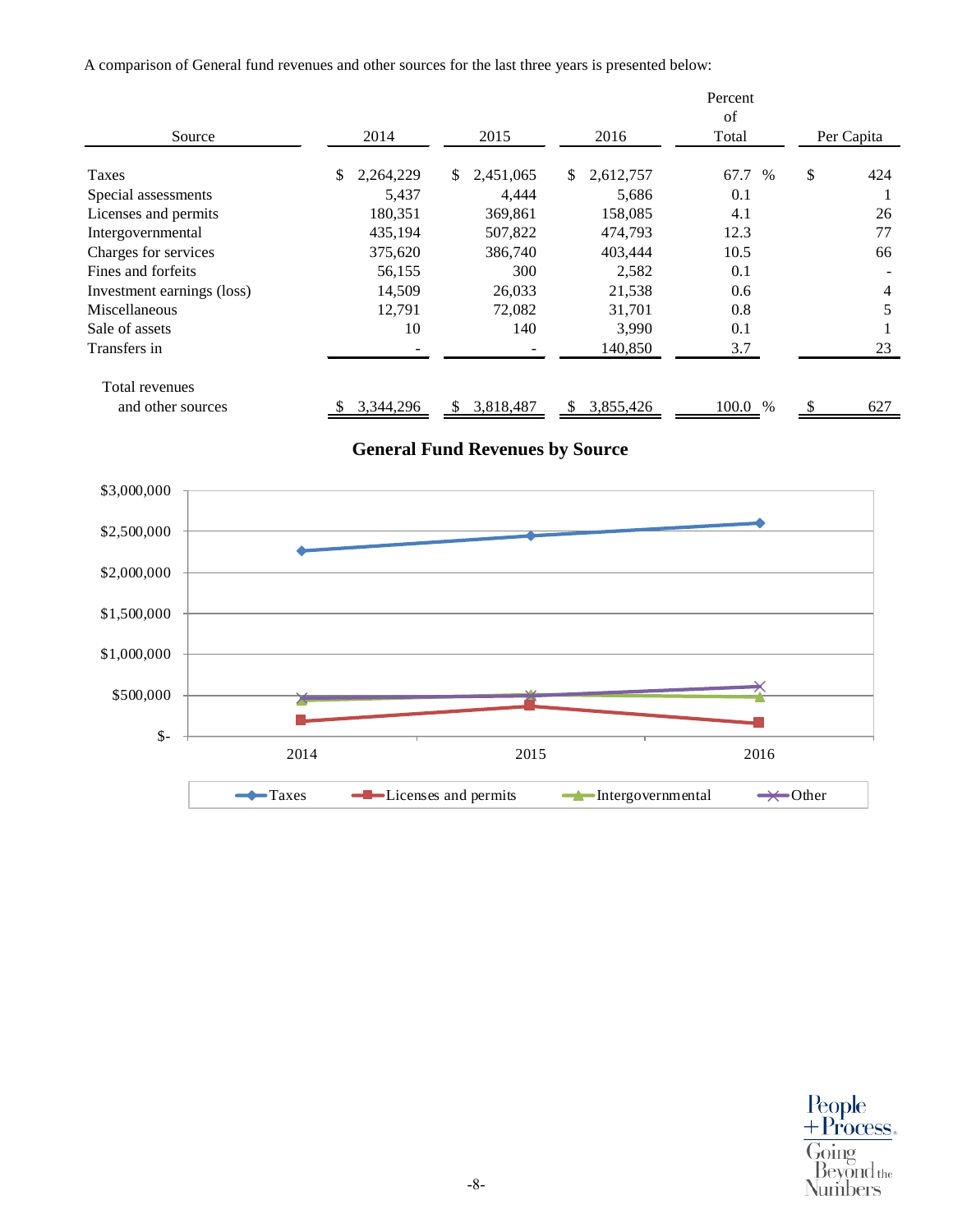A comparison of General fund revenues and other sources for the last three years is presented below:

| Source | 2014 | 2015 | 2016 | Percent of Total | Per Capita |
|---|---|---|---|---|---|
| Taxes | $ 2,264,229 | $ 2,451,065 | $ 2,612,757 | 67.7 % | $ 424 |
| Special assessments | 5,437 | 4,444 | 5,686 | 0.1 | 1 |
| Licenses and permits | 180,351 | 369,861 | 158,085 | 4.1 | 26 |
| Intergovernmental | 435,194 | 507,822 | 474,793 | 12.3 | 77 |
| Charges for services | 375,620 | 386,740 | 403,444 | 10.5 | 66 |
| Fines and forfeits | 56,155 | 300 | 2,582 | 0.1 | - |
| Investment earnings (loss) | 14,509 | 26,033 | 21,538 | 0.6 | 4 |
| Miscellaneous | 12,791 | 72,082 | 31,701 | 0.8 | 5 |
| Sale of assets | 10 | 140 | 3,990 | 0.1 | 1 |
| Transfers in | - | - | 140,850 | 3.7 | 23 |
| Total revenues and other sources | $ 3,344,296 | $ 3,818,487 | $ 3,855,426 | 100.0 % | $ 627 |

**General Fund Revenues by Source**

$3,000,000
$2,500,000
$2,000,000
$1,500,000
$1,000,000
$500,000
$-

2014
2015
2016

Taxes
Licenses and permits
Intergovernmental
Other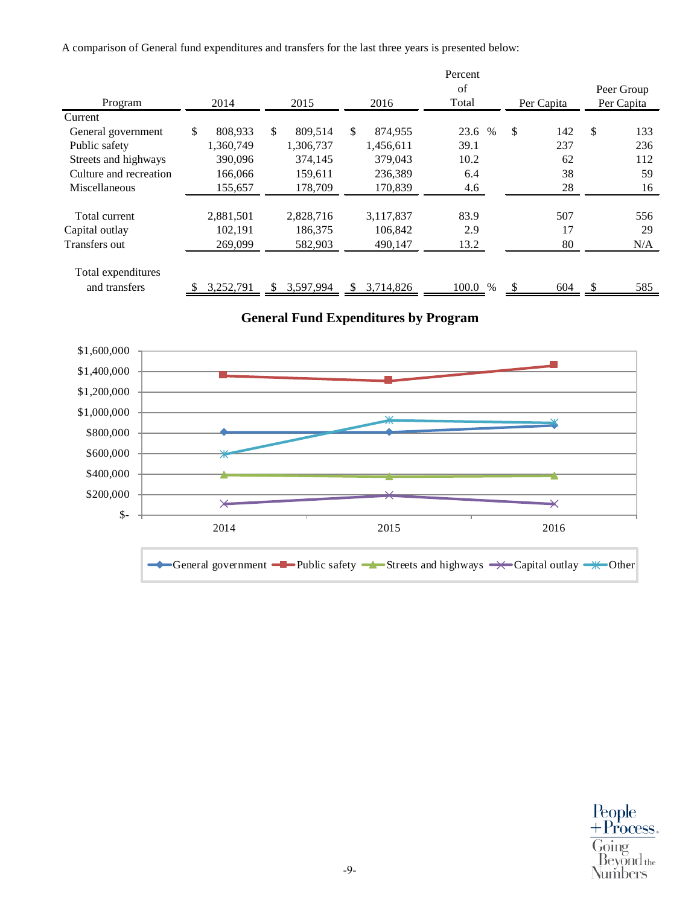A comparison of General fund expenditures and transfers for the last three years is presented below:

| Program | 2014 | 2015 | 2016 | Percent of Total | Per Capita | Peer Group Per Capita |
|---|---|---|---|---|---|---|
| Current | | | | | | |
| General government | $ 808,933 | $ 809,514 | $ 874,955 | 23.6 % | $ 142 | $ 133 |
| Public safety | 1,360,749 | 1,306,737 | 1,456,611 | 39.1 | 237 | 236 |
| Streets and highways | 390,096 | 374,145 | 379,043 | 10.2 | 62 | 112 |
| Culture and recreation | 166,066 | 159,611 | 236,389 | 6.4 | 38 | 59 |
| Miscellaneous | 155,657 | 178,709 | 170,839 | 4.6 | 28 | 16 |
| Total current | 2,881,501 | 2,828,716 | 3,117,837 | 83.9 | 507 | 556 |
| Capital outlay | 102,191 | 186,375 | 106,842 | 2.9 | 17 | 29 |
| Transfers out | 269,099 | 582,903 | 490,147 | 13.2 | 80 | N/A |
| Total expenditures and transfers | $ 3,252,791 | $ 3,597,994 | $ 3,714,826 | 100.0 % | $ 604 | $ 585 |

## General Fund Expenditures by Program

$1,600,000
$1,400,000
$1,200,000
$1,000,000
$800,000
$600,000
$400,000
$200,000
$-

2014
2015
2016

General government
Public safety
Streets and highways
Capital outlay
Other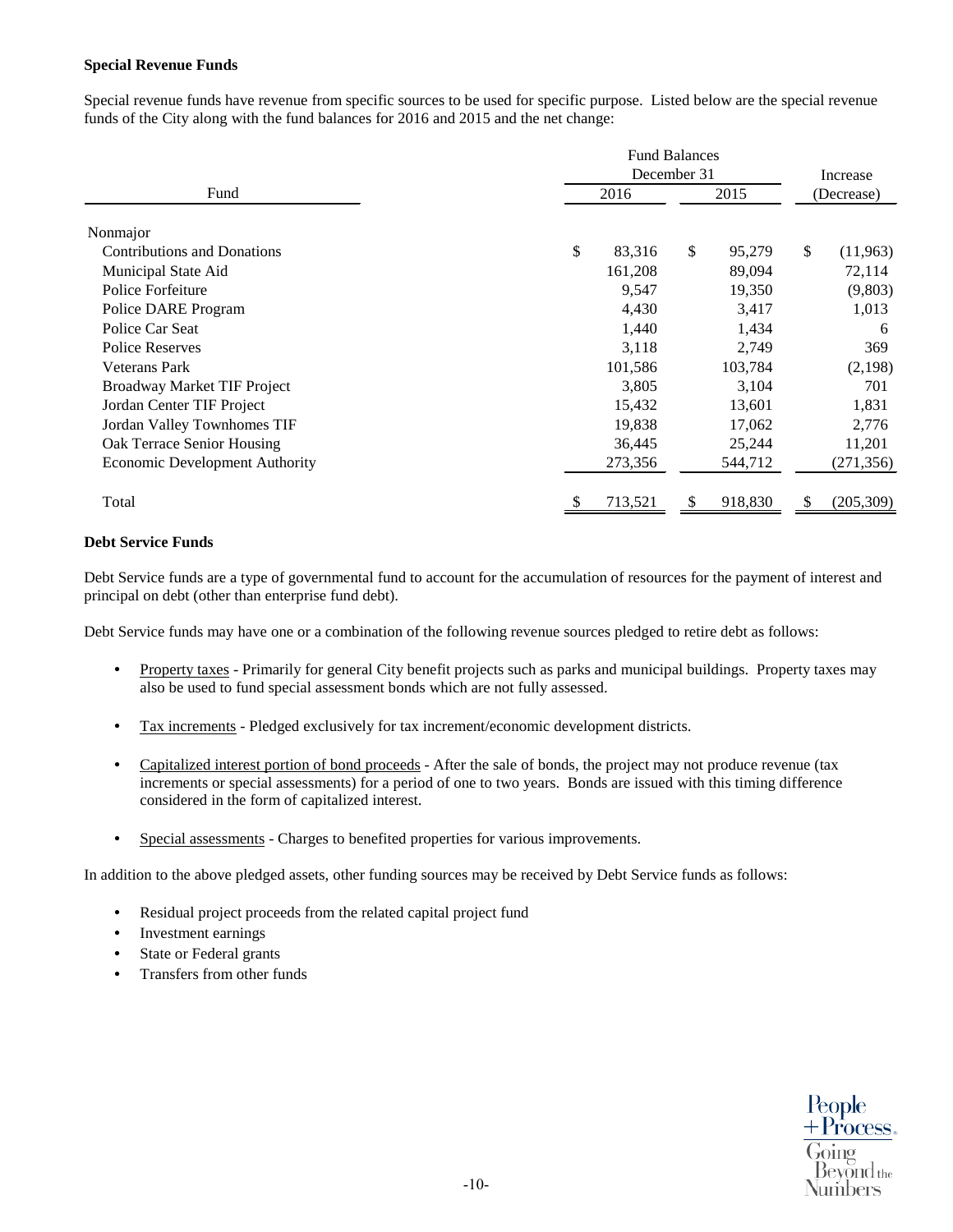**Special Revenue Funds**

Special revenue funds have revenue from specific sources to be used for specific purpose. Listed below are the special revenue funds of the City along with the fund balances for 2016 and 2015 and the net change:

| Fund | Fund Balances December 31 2016 | Fund Balances December 31 2015 | Increase (Decrease) |
|---|---|---|---|
| Nonmajor | | | |
| Contributions and Donations | $ 83,316 | $ 95,279 | $ (11,963) |
| Municipal State Aid | 161,208 | 89,094 | 72,114 |
| Police Forfeiture | 9,547 | 19,350 | (9,803) |
| Police DARE Program | 4,430 | 3,417 | 1,013 |
| Police Car Seat | 1,440 | 1,434 | 6 |
| Police Reserves | 3,118 | 2,749 | 369 |
| Veterans Park | 101,586 | 103,784 | (2,198) |
| Broadway Market TIF Project | 3,805 | 3,104 | 701 |
| Jordan Center TIF Project | 15,432 | 13,601 | 1,831 |
| Jordan Valley Townhomes TIF | 19,838 | 17,062 | 2,776 |
| Oak Terrace Senior Housing | 36,445 | 25,244 | 11,201 |
| Economic Development Authority | 273,356 | 544,712 | (271,356) |
| Total | $ 713,521 | $ 918,830 | $ (205,309) |

**Debt Service Funds**

Debt Service funds are a type of governmental fund to account for the accumulation of resources for the payment of interest and principal on debt (other than enterprise fund debt).

Debt Service funds may have one or a combination of the following revenue sources pledged to retire debt as follows:

- Property taxes - Primarily for general City benefit projects such as parks and municipal buildings. Property taxes may also be used to fund special assessment bonds which are not fully assessed.
- Tax increments - Pledged exclusively for tax increment/economic development districts.
- Capitalized interest portion of bond proceeds - After the sale of bonds, the project may not produce revenue (tax increments or special assessments) for a period of one to two years. Bonds are issued with this timing difference considered in the form of capitalized interest.
- Special assessments - Charges to benefited properties for various improvements.

In addition to the above pledged assets, other funding sources may be received by Debt Service funds as follows:

- Residual project proceeds from the related capital project fund
- Investment earnings
- State or Federal grants
- Transfers from other funds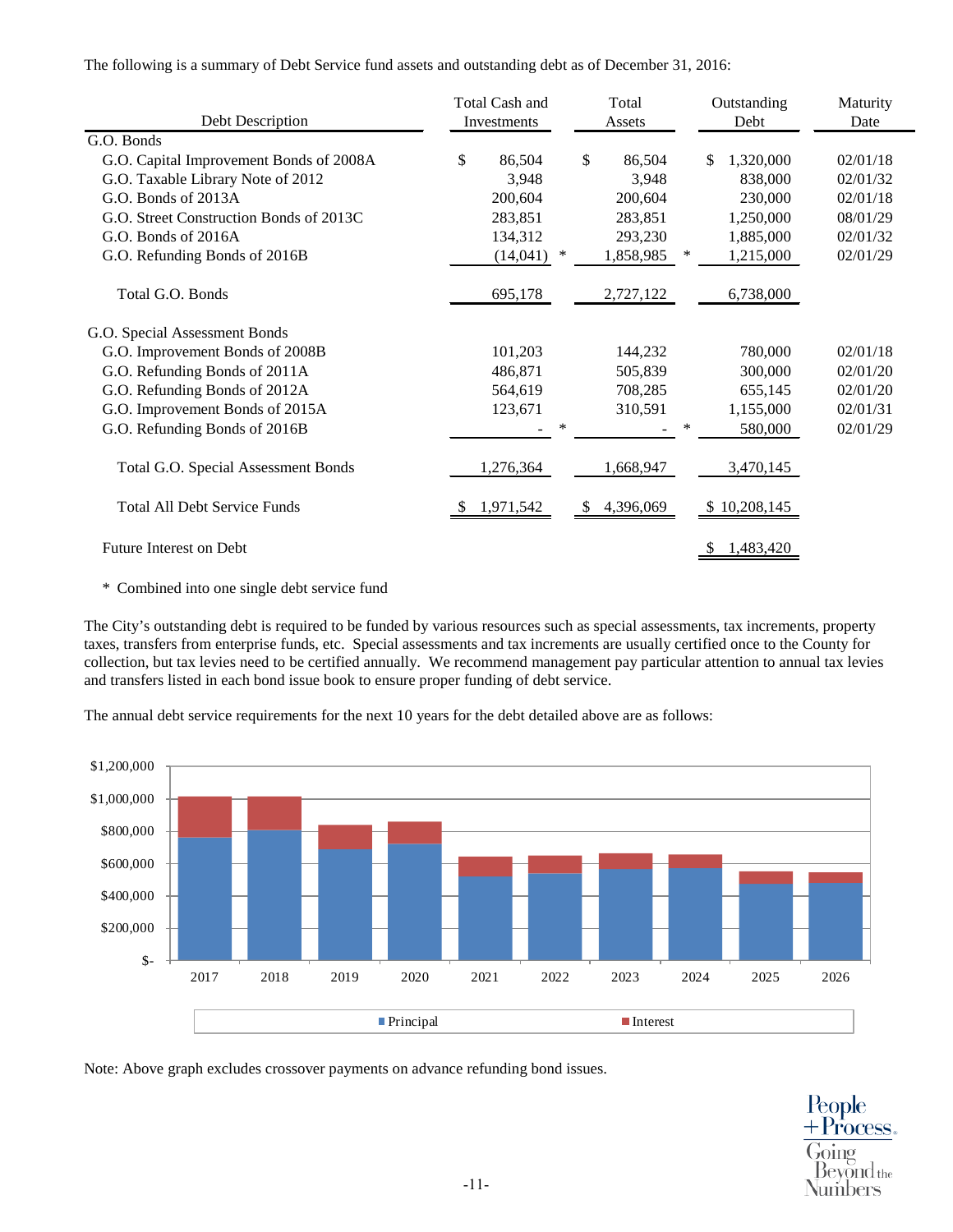The following is a summary of Debt Service fund assets and outstanding debt as of December 31, 2016:

| Debt Description | Total Cash and Investments | Total Assets | Outstanding Debt | Maturity Date |
|---|---|---|---|---|
| G.O. Bonds | | | | |
| G.O. Capital Improvement Bonds of 2008A | $ 86,504 | $ 86,504 | $ 1,320,000 | 02/01/18 |
| G.O. Taxable Library Note of 2012 | 3,948 | 3,948 | 838,000 | 02/01/32 |
| G.O. Bonds of 2013A | 200,604 | 200,604 | 230,000 | 02/01/18 |
| G.O. Street Construction Bonds of 2013C | 283,851 | 283,851 | 1,250,000 | 08/01/29 |
| G.O. Bonds of 2016A | 134,312 | 293,230 | 1,885,000 | 02/01/32 |
| G.O. Refunding Bonds of 2016B | (14,041) * | 1,858,985 * | 1,215,000 | 02/01/29 |
| Total G.O. Bonds | 695,178 | 2,727,122 | 6,738,000 | |
| G.O. Special Assessment Bonds | | | | |
| G.O. Improvement Bonds of 2008B | 101,203 | 144,232 | 780,000 | 02/01/18 |
| G.O. Refunding Bonds of 2011A | 486,871 | 505,839 | 300,000 | 02/01/20 |
| G.O. Refunding Bonds of 2012A | 564,619 | 708,285 | 655,145 | 02/01/20 |
| G.O. Improvement Bonds of 2015A | 123,671 | 310,591 | 1,155,000 | 02/01/31 |
| G.O. Refunding Bonds of 2016B | - * | - * | 580,000 | 02/01/29 |
| Total G.O. Special Assessment Bonds | 1,276,364 | 1,668,947 | 3,470,145 | |
| Total All Debt Service Funds | $ 1,971,542 | $ 4,396,069 | $ 10,208,145 | |
| Future Interest on Debt | | | $ 1,483,420 | |

\* Combined into one single debt service fund

The City's outstanding debt is required to be funded by various resources such as special assessments, tax increments, property taxes, transfers from enterprise funds, etc. Special assessments and tax increments are usually certified once to the County for collection, but tax levies need to be certified annually. We recommend management pay particular attention to annual tax levies and transfers listed in each bond issue book to ensure proper funding of debt service.

The annual debt service requirements for the next 10 years for the debt detailed above are as follows:

Note: Above graph excludes crossover payments on advance refunding bond issues.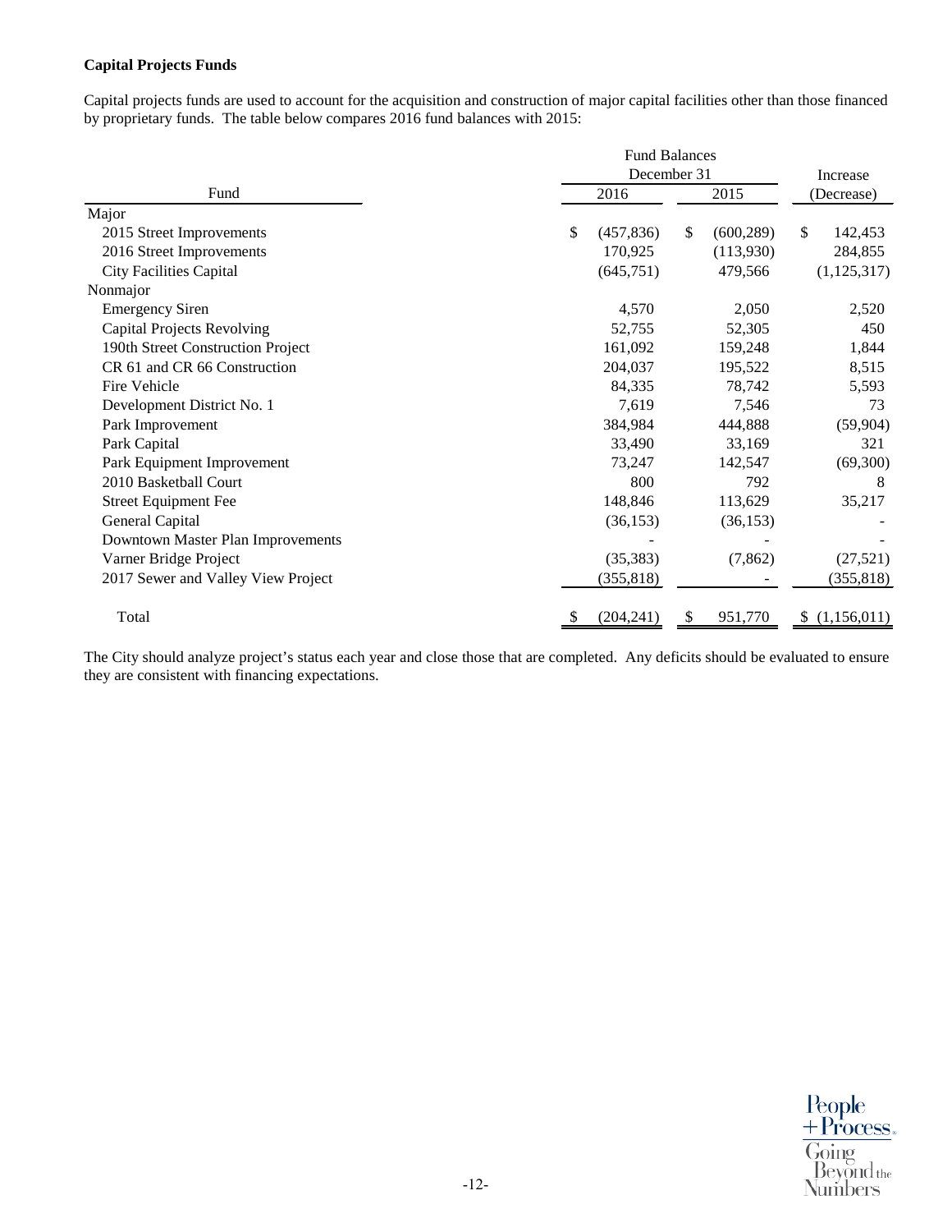**Capital Projects Funds**

Capital projects funds are used to account for the acquisition and construction of major capital facilities other than those financed by proprietary funds. The table below compares 2016 fund balances with 2015:

| Fund | Fund Balances December 31 | | Increase |
|---|---|---|---|
| | 2016 | 2015 | (Decrease) |
| Major | | | |
| 2015 Street Improvements | $ (457,836) | $ (600,289) | $ 142,453 |
| 2016 Street Improvements | 170,925 | (113,930) | 284,855 |
| City Facilities Capital | (645,751) | 479,566 | (1,125,317) |
| Nonmajor | | | |
| Emergency Siren | 4,570 | 2,050 | 2,520 |
| Capital Projects Revolving | 52,755 | 52,305 | 450 |
| 190th Street Construction Project | 161,092 | 159,248 | 1,844 |
| CR 61 and CR 66 Construction | 204,037 | 195,522 | 8,515 |
| Fire Vehicle | 84,335 | 78,742 | 5,593 |
| Development District No. 1 | 7,619 | 7,546 | 73 |
| Park Improvement | 384,984 | 444,888 | (59,904) |
| Park Capital | 33,490 | 33,169 | 321 |
| Park Equipment Improvement | 73,247 | 142,547 | (69,300) |
| 2010 Basketball Court | 800 | 792 | 8 |
| Street Equipment Fee | 148,846 | 113,629 | 35,217 |
| General Capital | (36,153) | (36,153) | - |
| Downtown Master Plan Improvements | - | - | - |
| Varner Bridge Project | (35,383) | (7,862) | (27,521) |
| 2017 Sewer and Valley View Project | (355,818) | - | (355,818) |
| Total | $ (204,241) | $ 951,770 | $ (1,156,011) |

The City should analyze project's status each year and close those that are completed. Any deficits should be evaluated to ensure they are consistent with financing expectations.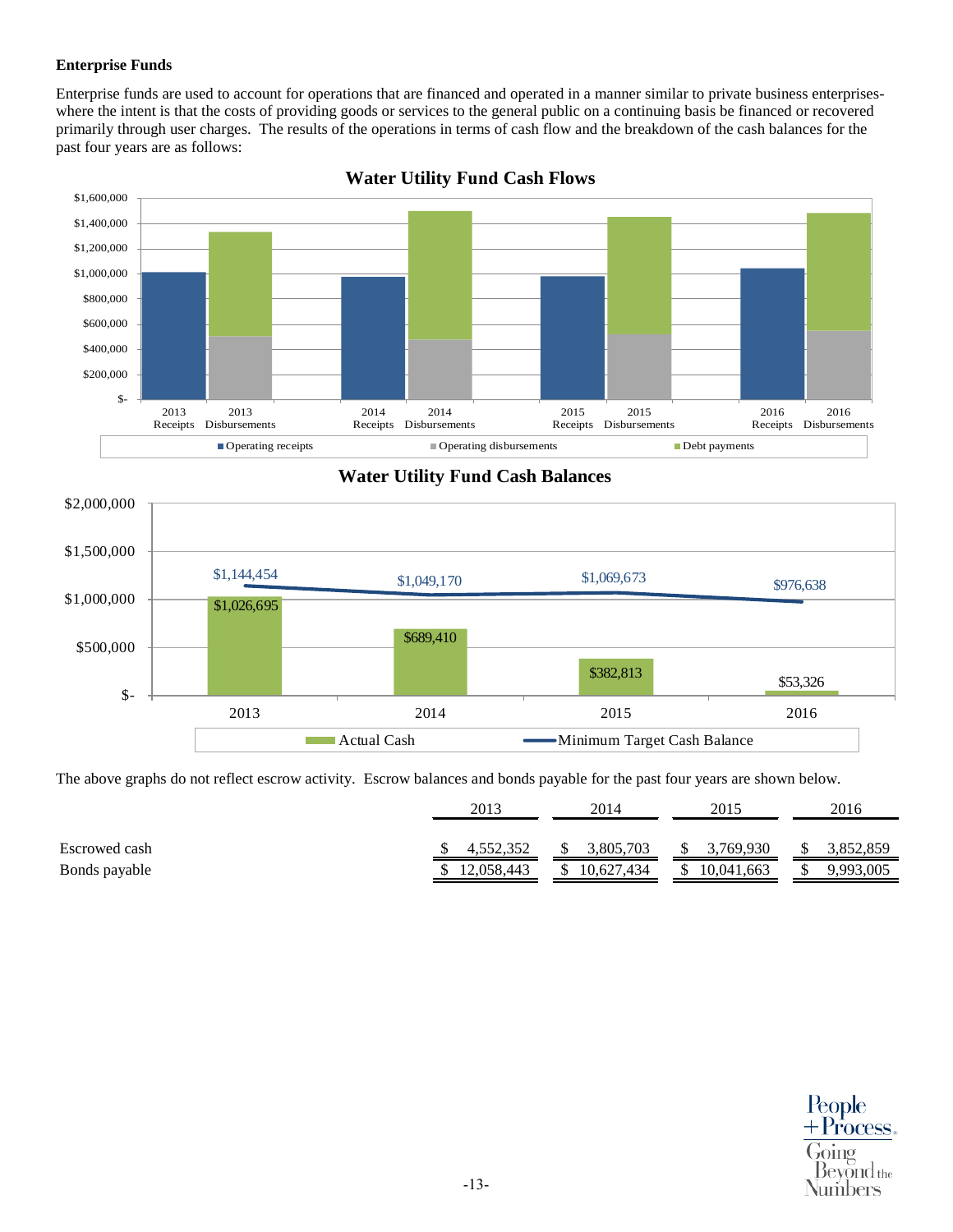**Enterprise Funds**

Enterprise funds are used to account for operations that are financed and operated in a manner similar to private business enterprises- where the intent is that the costs of providing goods or services to the general public on a continuing basis be financed or recovered primarily through user charges. The results of the operations in terms of cash flow and the breakdown of the cash balances for the past four years are as follows:

**Water Utility Fund Cash Flows**

$1,600,000
$1,400,000
$1,200,000
$1,000,000
$800,000
$600,000
$400,000
$200,000
$-

2013 Receipts
2013 Disbursements
2014 Receipts
2014 Disbursements
2015 Receipts
2015 Disbursements
2016 Receipts
2016 Disbursements

Operating receipts
Operating disbursements
Debt payments

**Water Utility Fund Cash Balances**

$2,000,000
$1,500,000
$1,000,000
$500,000
$-

$1,144,454
$1,049,170
$1,069,673
$976,638

$1,026,695
$689,410
$382,813
$53,326

2013
2014
2015
2016

Actual Cash
Minimum Target Cash Balance

The above graphs do not reflect escrow activity. Escrow balances and bonds payable for the past four years are shown below.

| | 2013 | 2014 | 2015 | 2016 |
|---|---|---|---|---|
| Escrowed cash | $ 4,552,352 | $ 3,805,703 | $ 3,769,930 | $ 3,852,859 |
| Bonds payable | $ 12,058,443 | $ 10,627,434 | $ 10,041,663 | $ 9,993,005 |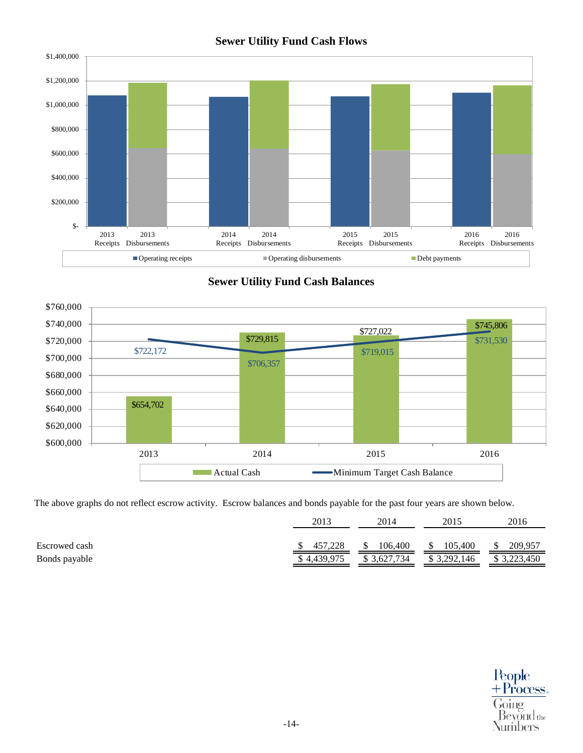**Sewer Utility Fund Cash Flows**

$1,400,000
$1,200,000
$1,000,000
$800,000
$600,000
$400,000
$200,000
$-

2013 Receipts
2013 Disbursements
2014 Receipts
2014 Disbursements
2015 Receipts
2015 Disbursements
2016 Receipts
2016 Disbursements

Operating receipts
Operating disbursements
Debt payments

**Sewer Utility Fund Cash Balances**

$760,000
$740,000
$720,000
$700,000
$680,000
$660,000
$640,000
$620,000
$600,000

$654,702
$722,172
$729,815
$706,357
$727,022
$719,015
$745,806
$731,530

2013
2014
2015
2016

Actual Cash
Minimum Target Cash Balance

The above graphs do not reflect escrow activity. Escrow balances and bonds payable for the past four years are shown below.

| | 2013 | 2014 | 2015 | 2016 |
|---|---|---|---|---|
| Escrowed cash | $ 457,228 | $ 106,400 | $ 105,400 | $ 209,957 |
| Bonds payable | $ 4,439,975 | $ 3,627,734 | $ 3,292,146 | $ 3,223,450 |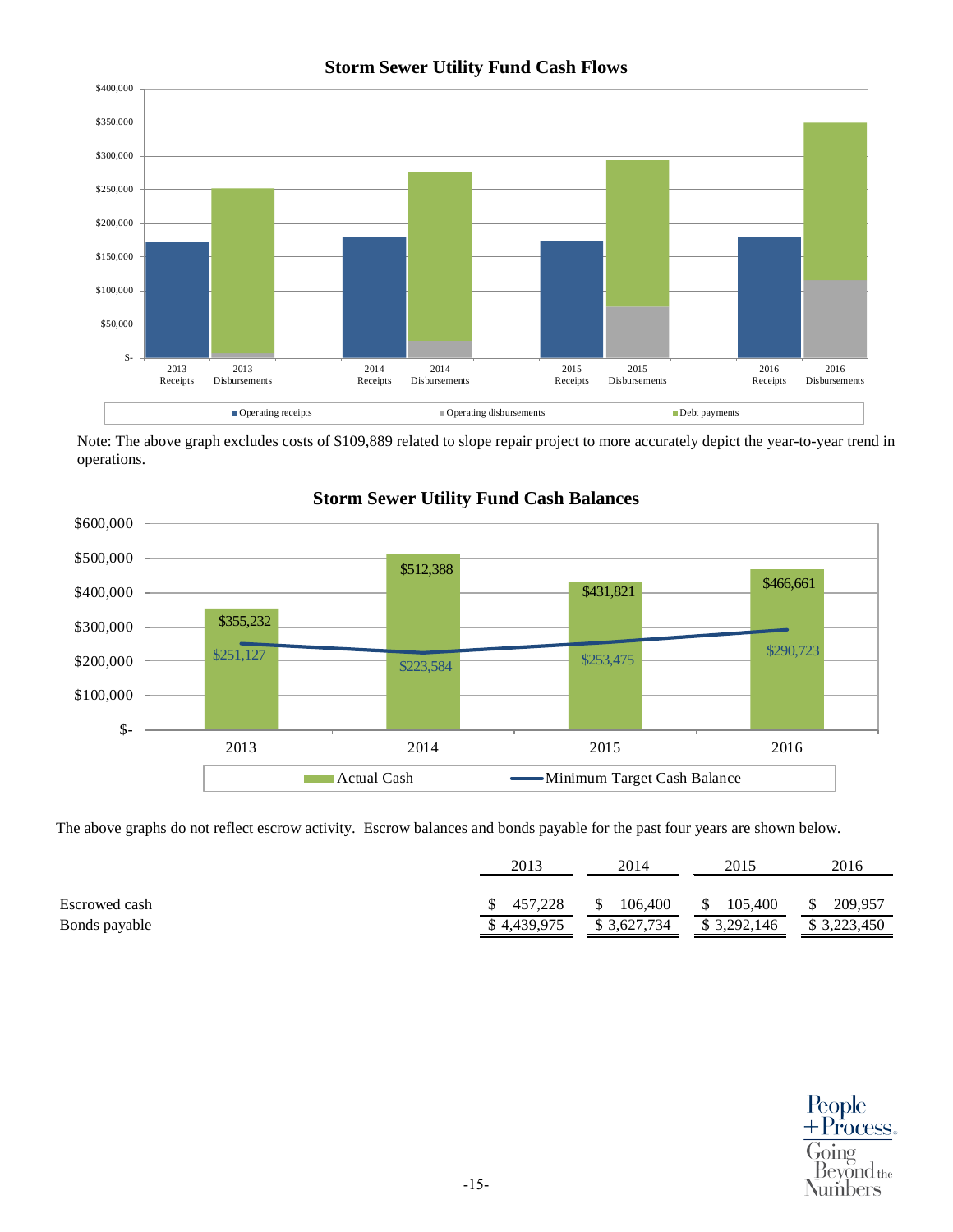## Storm Sewer Utility Fund Cash Flows

$400,000
$350,000
$300,000
$250,000
$200,000
$150,000
$100,000
$50,000
$-

2013 Receipts
2013 Disbursements
2014 Receipts
2014 Disbursements
2015 Receipts
2015 Disbursements
2016 Receipts
2016 Disbursements

Operating receipts
Operating disbursements
Debt payments

Note: The above graph excludes costs of $109,889 related to slope repair project to more accurately depict the year-to-year trend in operations.

## Storm Sewer Utility Fund Cash Balances

$600,000
$500,000
$400,000
$300,000
$200,000
$100,000
$-

$355,232
$251,127
$512,388
$223,584
$431,821
$253,475
$466,661
$290,723

2013
2014
2015
2016

Actual Cash
Minimum Target Cash Balance

The above graphs do not reflect escrow activity. Escrow balances and bonds payable for the past four years are shown below.

| | 2013 | 2014 | 2015 | 2016 |
|---|---|---|---|---|
| Escrowed cash | $ 457,228 | $ 106,400 | $ 105,400 | $ 209,957 |
| Bonds payable | $ 4,439,975 | $ 3,627,734 | $ 3,292,146 | $ 3,223,450 |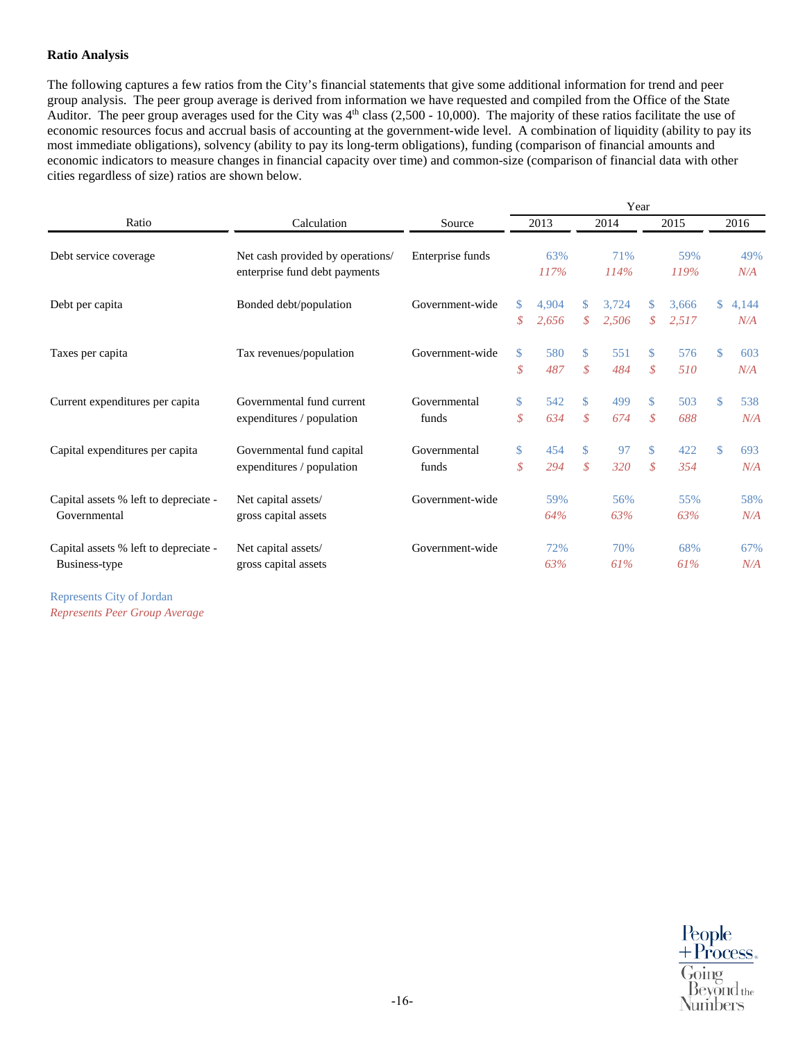**Ratio Analysis**

The following captures a few ratios from the City's financial statements that give some additional information for trend and peer group analysis. The peer group average is derived from information we have requested and compiled from the Office of the State Auditor. The peer group averages used for the City was 4th class (2,500 - 10,000). The majority of these ratios facilitate the use of economic resources focus and accrual basis of accounting at the government-wide level. A combination of liquidity (ability to pay its most immediate obligations), solvency (ability to pay its long-term obligations), funding (comparison of financial amounts and economic indicators to measure changes in financial capacity over time) and common-size (comparison of financial data with other cities regardless of size) ratios are shown below.

| Ratio | Calculation | Source | Year 2013 | 2014 | 2015 | 2016 |
|---|---|---|---|---|---|---|
| Debt service coverage | Net cash provided by operations/ enterprise fund debt payments | Enterprise funds | 63% | 71% | 59% | 49% |
| | | | *117%* | *114%* | *119%* | *N/A* |
| Debt per capita | Bonded debt/population | Government-wide | $ 4,904 | $ 3,724 | $ 3,666 | $ 4,144 |
| | | | *$ 2,656* | *$ 2,506* | *$ 2,517* | *N/A* |
| Taxes per capita | Tax revenues/population | Government-wide | $ 580 | $ 551 | $ 576 | $ 603 |
| | | | *$ 487* | *$ 484* | *$ 510* | *N/A* |
| Current expenditures per capita | Governmental fund current expenditures / population | Governmental funds | $ 542 | $ 499 | $ 503 | $ 538 |
| | | | *$ 634* | *$ 674* | *$ 688* | *N/A* |
| Capital expenditures per capita | Governmental fund capital expenditures / population | Governmental funds | $ 454 | $ 97 | $ 422 | $ 693 |
| | | | *$ 294* | *$ 320* | *$ 354* | *N/A* |
| Capital assets % left to depreciate - Governmental | Net capital assets/ gross capital assets | Government-wide | 59% | 56% | 55% | 58% |
| | | | *64%* | *63%* | *63%* | *N/A* |
| Capital assets % left to depreciate - Business-type | Net capital assets/ gross capital assets | Government-wide | 72% | 70% | 68% | 67% |
| | | | *63%* | *61%* | *61%* | *N/A* |

Represents City of Jordan

*Represents Peer Group Average*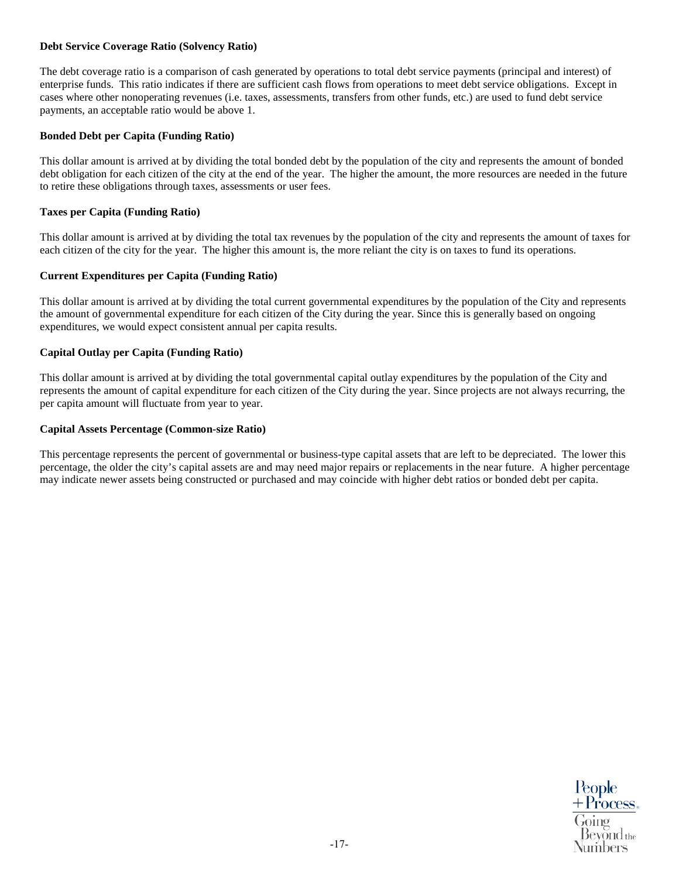**Debt Service Coverage Ratio (Solvency Ratio)**

The debt coverage ratio is a comparison of cash generated by operations to total debt service payments (principal and interest) of enterprise funds. This ratio indicates if there are sufficient cash flows from operations to meet debt service obligations. Except in cases where other nonoperating revenues (i.e. taxes, assessments, transfers from other funds, etc.) are used to fund debt service payments, an acceptable ratio would be above 1.

**Bonded Debt per Capita (Funding Ratio)**

This dollar amount is arrived at by dividing the total bonded debt by the population of the city and represents the amount of bonded debt obligation for each citizen of the city at the end of the year. The higher the amount, the more resources are needed in the future to retire these obligations through taxes, assessments or user fees.

**Taxes per Capita (Funding Ratio)**

This dollar amount is arrived at by dividing the total tax revenues by the population of the city and represents the amount of taxes for each citizen of the city for the year. The higher this amount is, the more reliant the city is on taxes to fund its operations.

**Current Expenditures per Capita (Funding Ratio)**

This dollar amount is arrived at by dividing the total current governmental expenditures by the population of the City and represents the amount of governmental expenditure for each citizen of the City during the year. Since this is generally based on ongoing expenditures, we would expect consistent annual per capita results.

**Capital Outlay per Capita (Funding Ratio)**

This dollar amount is arrived at by dividing the total governmental capital outlay expenditures by the population of the City and represents the amount of capital expenditure for each citizen of the City during the year. Since projects are not always recurring, the per capita amount will fluctuate from year to year.

**Capital Assets Percentage (Common-size Ratio)**

This percentage represents the percent of governmental or business-type capital assets that are left to be depreciated. The lower this percentage, the older the city's capital assets are and may need major repairs or replacements in the near future. A higher percentage may indicate newer assets being constructed or purchased and may coincide with higher debt ratios or bonded debt per capita.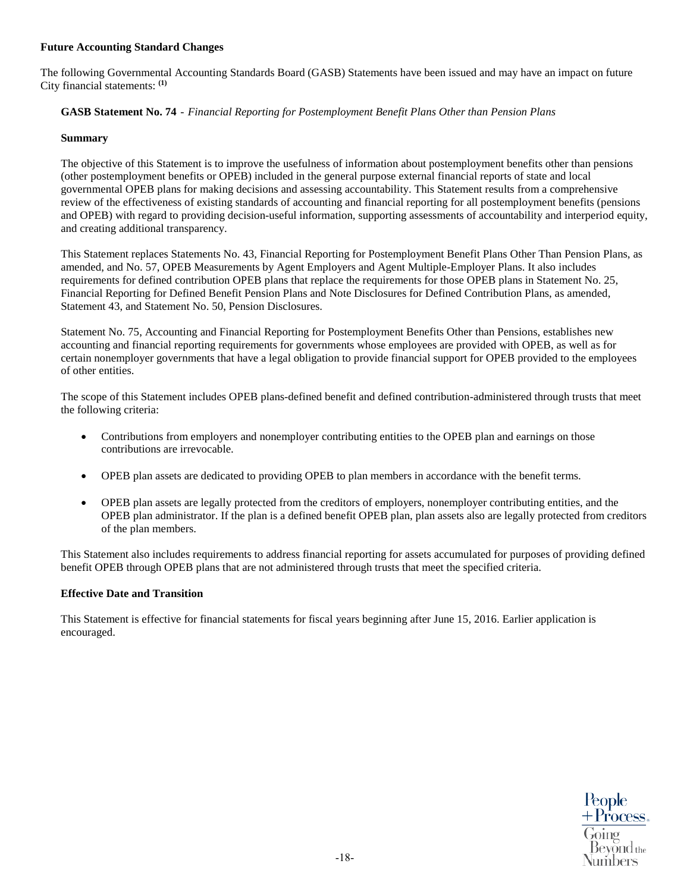**Future Accounting Standard Changes**

The following Governmental Accounting Standards Board (GASB) Statements have been issued and may have an impact on future City financial statements: [(1)]

**GASB Statement No. 74** - *Financial Reporting for Postemployment Benefit Plans Other than Pension Plans*

**Summary**

The objective of this Statement is to improve the usefulness of information about postemployment benefits other than pensions (other postemployment benefits or OPEB) included in the general purpose external financial reports of state and local governmental OPEB plans for making decisions and assessing accountability. This Statement results from a comprehensive review of the effectiveness of existing standards of accounting and financial reporting for all postemployment benefits (pensions and OPEB) with regard to providing decision-useful information, supporting assessments of accountability and interperiod equity, and creating additional transparency.

This Statement replaces Statements No. 43, Financial Reporting for Postemployment Benefit Plans Other Than Pension Plans, as amended, and No. 57, OPEB Measurements by Agent Employers and Agent Multiple-Employer Plans. It also includes requirements for defined contribution OPEB plans that replace the requirements for those OPEB plans in Statement No. 25, Financial Reporting for Defined Benefit Pension Plans and Note Disclosures for Defined Contribution Plans, as amended, Statement 43, and Statement No. 50, Pension Disclosures.

Statement No. 75, Accounting and Financial Reporting for Postemployment Benefits Other than Pensions, establishes new accounting and financial reporting requirements for governments whose employees are provided with OPEB, as well as for certain nonemployer governments that have a legal obligation to provide financial support for OPEB provided to the employees of other entities.

The scope of this Statement includes OPEB plans-defined benefit and defined contribution-administered through trusts that meet the following criteria:

- Contributions from employers and nonemployer contributing entities to the OPEB plan and earnings on those contributions are irrevocable.
- OPEB plan assets are dedicated to providing OPEB to plan members in accordance with the benefit terms.
- OPEB plan assets are legally protected from the creditors of employers, nonemployer contributing entities, and the OPEB plan administrator. If the plan is a defined benefit OPEB plan, plan assets also are legally protected from creditors of the plan members.

This Statement also includes requirements to address financial reporting for assets accumulated for purposes of providing defined benefit OPEB through OPEB plans that are not administered through trusts that meet the specified criteria.

**Effective Date and Transition**

This Statement is effective for financial statements for fiscal years beginning after June 15, 2016. Earlier application is encouraged.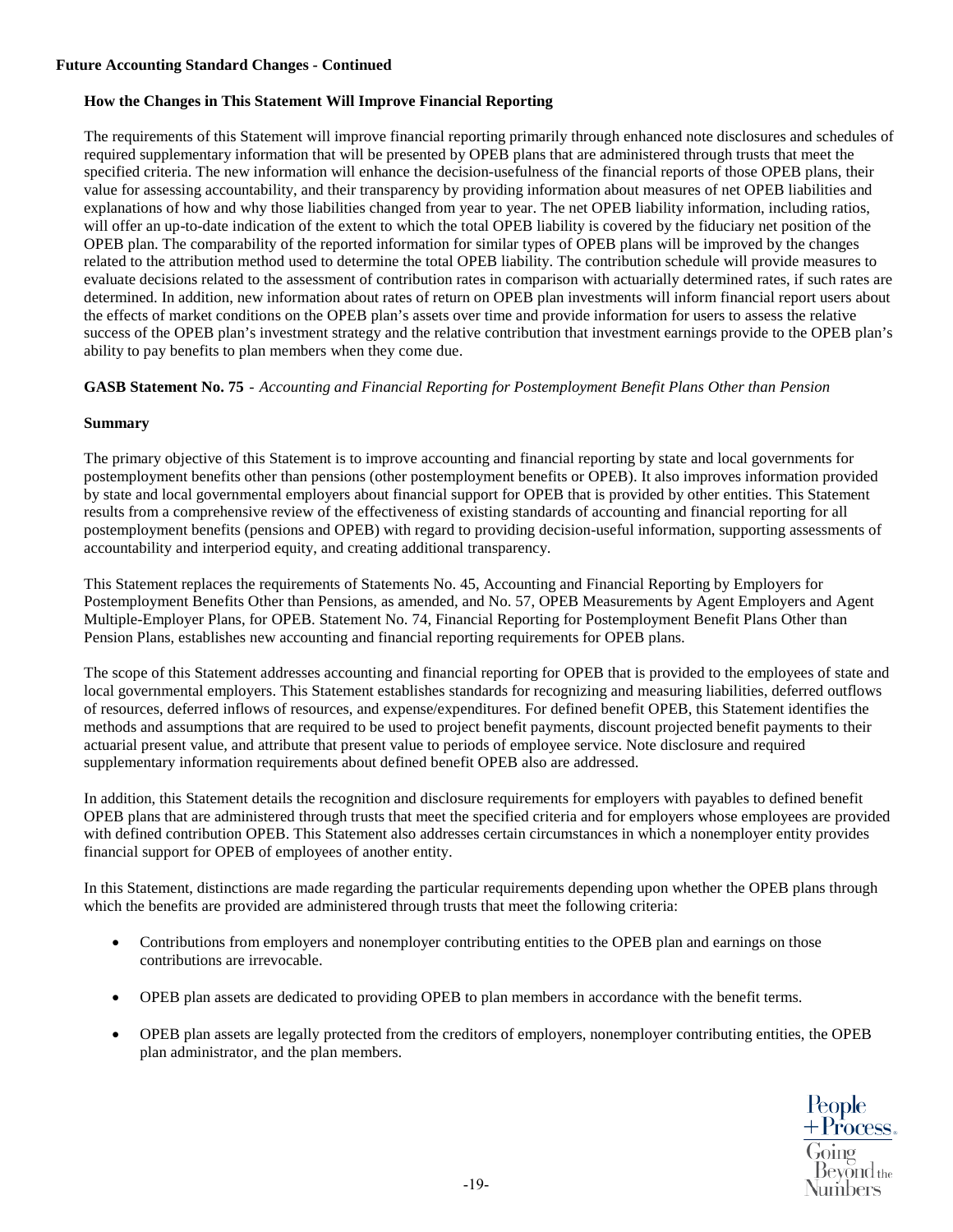**Future Accounting Standard Changes - Continued**

**How the Changes in This Statement Will Improve Financial Reporting**

The requirements of this Statement will improve financial reporting primarily through enhanced note disclosures and schedules of required supplementary information that will be presented by OPEB plans that are administered through trusts that meet the specified criteria. The new information will enhance the decision-usefulness of the financial reports of those OPEB plans, their value for assessing accountability, and their transparency by providing information about measures of net OPEB liabilities and explanations of how and why those liabilities changed from year to year. The net OPEB liability information, including ratios, will offer an up-to-date indication of the extent to which the total OPEB liability is covered by the fiduciary net position of the OPEB plan. The comparability of the reported information for similar types of OPEB plans will be improved by the changes related to the attribution method used to determine the total OPEB liability. The contribution schedule will provide measures to evaluate decisions related to the assessment of contribution rates in comparison with actuarially determined rates, if such rates are determined. In addition, new information about rates of return on OPEB plan investments will inform financial report users about the effects of market conditions on the OPEB plan's assets over time and provide information for users to assess the relative success of the OPEB plan's investment strategy and the relative contribution that investment earnings provide to the OPEB plan's ability to pay benefits to plan members when they come due.

**GASB Statement No. 75** - *Accounting and Financial Reporting for Postemployment Benefit Plans Other than Pension*

**Summary**

The primary objective of this Statement is to improve accounting and financial reporting by state and local governments for postemployment benefits other than pensions (other postemployment benefits or OPEB). It also improves information provided by state and local governmental employers about financial support for OPEB that is provided by other entities. This Statement results from a comprehensive review of the effectiveness of existing standards of accounting and financial reporting for all postemployment benefits (pensions and OPEB) with regard to providing decision-useful information, supporting assessments of accountability and interperiod equity, and creating additional transparency.

This Statement replaces the requirements of Statements No. 45, Accounting and Financial Reporting by Employers for Postemployment Benefits Other than Pensions, as amended, and No. 57, OPEB Measurements by Agent Employers and Agent Multiple-Employer Plans, for OPEB. Statement No. 74, Financial Reporting for Postemployment Benefit Plans Other than Pension Plans, establishes new accounting and financial reporting requirements for OPEB plans.

The scope of this Statement addresses accounting and financial reporting for OPEB that is provided to the employees of state and local governmental employers. This Statement establishes standards for recognizing and measuring liabilities, deferred outflows of resources, deferred inflows of resources, and expense/expenditures. For defined benefit OPEB, this Statement identifies the methods and assumptions that are required to be used to project benefit payments, discount projected benefit payments to their actuarial present value, and attribute that present value to periods of employee service. Note disclosure and required supplementary information requirements about defined benefit OPEB also are addressed.

In addition, this Statement details the recognition and disclosure requirements for employers with payables to defined benefit OPEB plans that are administered through trusts that meet the specified criteria and for employers whose employees are provided with defined contribution OPEB. This Statement also addresses certain circumstances in which a nonemployer entity provides financial support for OPEB of employees of another entity.

In this Statement, distinctions are made regarding the particular requirements depending upon whether the OPEB plans through which the benefits are provided are administered through trusts that meet the following criteria:

- Contributions from employers and nonemployer contributing entities to the OPEB plan and earnings on those contributions are irrevocable.
- OPEB plan assets are dedicated to providing OPEB to plan members in accordance with the benefit terms.
- OPEB plan assets are legally protected from the creditors of employers, nonemployer contributing entities, the OPEB plan administrator, and the plan members.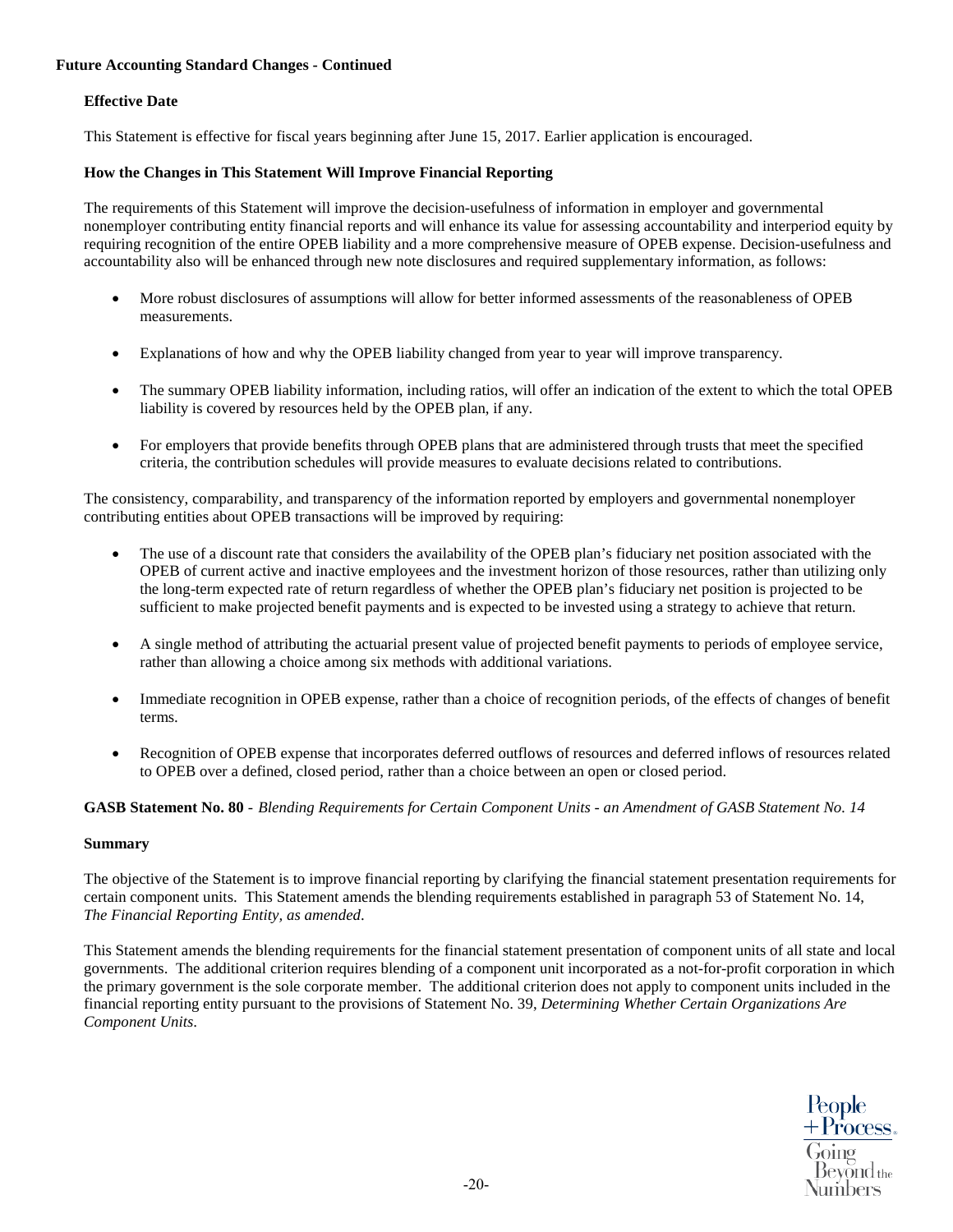**Future Accounting Standard Changes - Continued**

**Effective Date**

This Statement is effective for fiscal years beginning after June 15, 2017. Earlier application is encouraged.

**How the Changes in This Statement Will Improve Financial Reporting**

The requirements of this Statement will improve the decision-usefulness of information in employer and governmental nonemployer contributing entity financial reports and will enhance its value for assessing accountability and interperiod equity by requiring recognition of the entire OPEB liability and a more comprehensive measure of OPEB expense. Decision-usefulness and accountability also will be enhanced through new note disclosures and required supplementary information, as follows:

- More robust disclosures of assumptions will allow for better informed assessments of the reasonableness of OPEB measurements.
- Explanations of how and why the OPEB liability changed from year to year will improve transparency.
- The summary OPEB liability information, including ratios, will offer an indication of the extent to which the total OPEB liability is covered by resources held by the OPEB plan, if any.
- For employers that provide benefits through OPEB plans that are administered through trusts that meet the specified criteria, the contribution schedules will provide measures to evaluate decisions related to contributions.

The consistency, comparability, and transparency of the information reported by employers and governmental nonemployer contributing entities about OPEB transactions will be improved by requiring:

- The use of a discount rate that considers the availability of the OPEB plan's fiduciary net position associated with the OPEB of current active and inactive employees and the investment horizon of those resources, rather than utilizing only the long-term expected rate of return regardless of whether the OPEB plan's fiduciary net position is projected to be sufficient to make projected benefit payments and is expected to be invested using a strategy to achieve that return.
- A single method of attributing the actuarial present value of projected benefit payments to periods of employee service, rather than allowing a choice among six methods with additional variations.
- Immediate recognition in OPEB expense, rather than a choice of recognition periods, of the effects of changes of benefit terms.
- Recognition of OPEB expense that incorporates deferred outflows of resources and deferred inflows of resources related to OPEB over a defined, closed period, rather than a choice between an open or closed period.

**GASB Statement No. 80** - *Blending Requirements for Certain Component Units - an Amendment of GASB Statement No. 14*

**Summary**

The objective of the Statement is to improve financial reporting by clarifying the financial statement presentation requirements for certain component units. This Statement amends the blending requirements established in paragraph 53 of Statement No. 14, *The Financial Reporting Entity, as amended*.

This Statement amends the blending requirements for the financial statement presentation of component units of all state and local governments. The additional criterion requires blending of a component unit incorporated as a not-for-profit corporation in which the primary government is the sole corporate member. The additional criterion does not apply to component units included in the financial reporting entity pursuant to the provisions of Statement No. 39, *Determining Whether Certain Organizations Are Component Units*.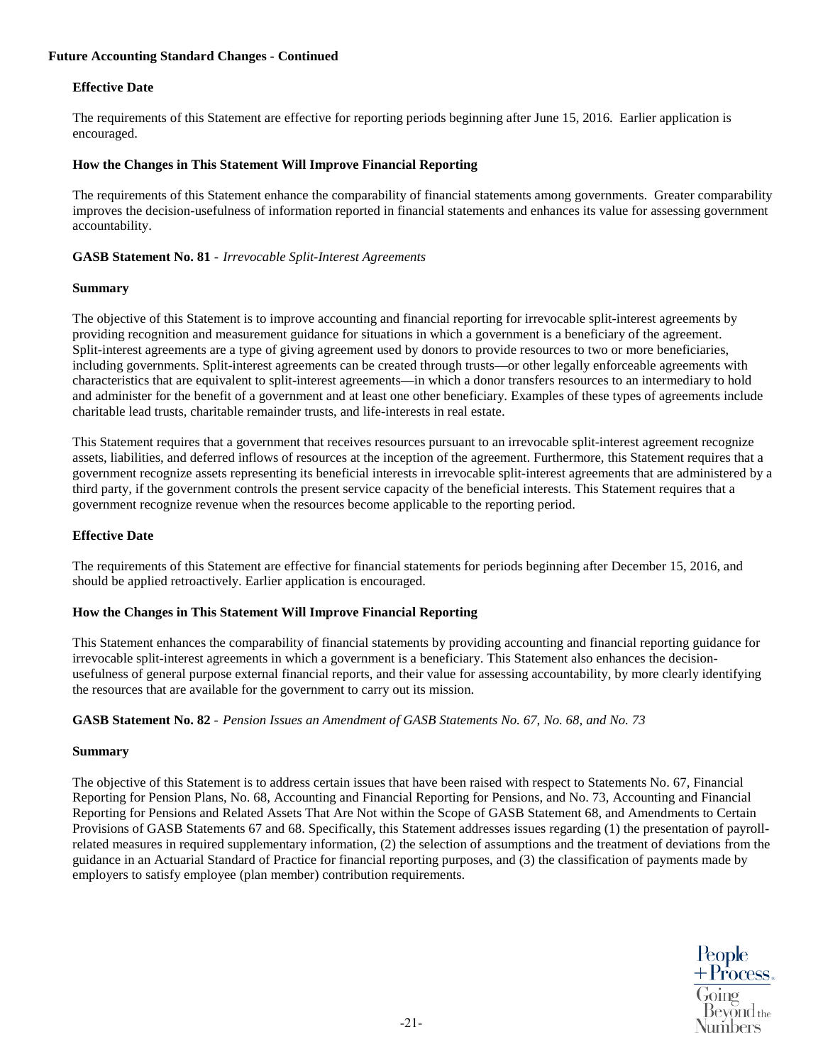**Future Accounting Standard Changes - Continued**

**Effective Date**

The requirements of this Statement are effective for reporting periods beginning after June 15, 2016. Earlier application is encouraged.

**How the Changes in This Statement Will Improve Financial Reporting**

The requirements of this Statement enhance the comparability of financial statements among governments. Greater comparability improves the decision-usefulness of information reported in financial statements and enhances its value for assessing government accountability.

**GASB Statement No. 81** - *Irrevocable Split-Interest Agreements*

**Summary**

The objective of this Statement is to improve accounting and financial reporting for irrevocable split-interest agreements by providing recognition and measurement guidance for situations in which a government is a beneficiary of the agreement. Split-interest agreements are a type of giving agreement used by donors to provide resources to two or more beneficiaries, including governments. Split-interest agreements can be created through trusts—or other legally enforceable agreements with characteristics that are equivalent to split-interest agreements—in which a donor transfers resources to an intermediary to hold and administer for the benefit of a government and at least one other beneficiary. Examples of these types of agreements include charitable lead trusts, charitable remainder trusts, and life-interests in real estate.

This Statement requires that a government that receives resources pursuant to an irrevocable split-interest agreement recognize assets, liabilities, and deferred inflows of resources at the inception of the agreement. Furthermore, this Statement requires that a government recognize assets representing its beneficial interests in irrevocable split-interest agreements that are administered by a third party, if the government controls the present service capacity of the beneficial interests. This Statement requires that a government recognize revenue when the resources become applicable to the reporting period.

**Effective Date**

The requirements of this Statement are effective for financial statements for periods beginning after December 15, 2016, and should be applied retroactively. Earlier application is encouraged.

**How the Changes in This Statement Will Improve Financial Reporting**

This Statement enhances the comparability of financial statements by providing accounting and financial reporting guidance for irrevocable split-interest agreements in which a government is a beneficiary. This Statement also enhances the decision-usefulness of general purpose external financial reports, and their value for assessing accountability, by more clearly identifying the resources that are available for the government to carry out its mission.

**GASB Statement No. 82** - *Pension Issues an Amendment of GASB Statements No. 67, No. 68, and No. 73*

**Summary**

The objective of this Statement is to address certain issues that have been raised with respect to Statements No. 67, Financial Reporting for Pension Plans, No. 68, Accounting and Financial Reporting for Pensions, and No. 73, Accounting and Financial Reporting for Pensions and Related Assets That Are Not within the Scope of GASB Statement 68, and Amendments to Certain Provisions of GASB Statements 67 and 68. Specifically, this Statement addresses issues regarding (1) the presentation of payroll-related measures in required supplementary information, (2) the selection of assumptions and the treatment of deviations from the guidance in an Actuarial Standard of Practice for financial reporting purposes, and (3) the classification of payments made by employers to satisfy employee (plan member) contribution requirements.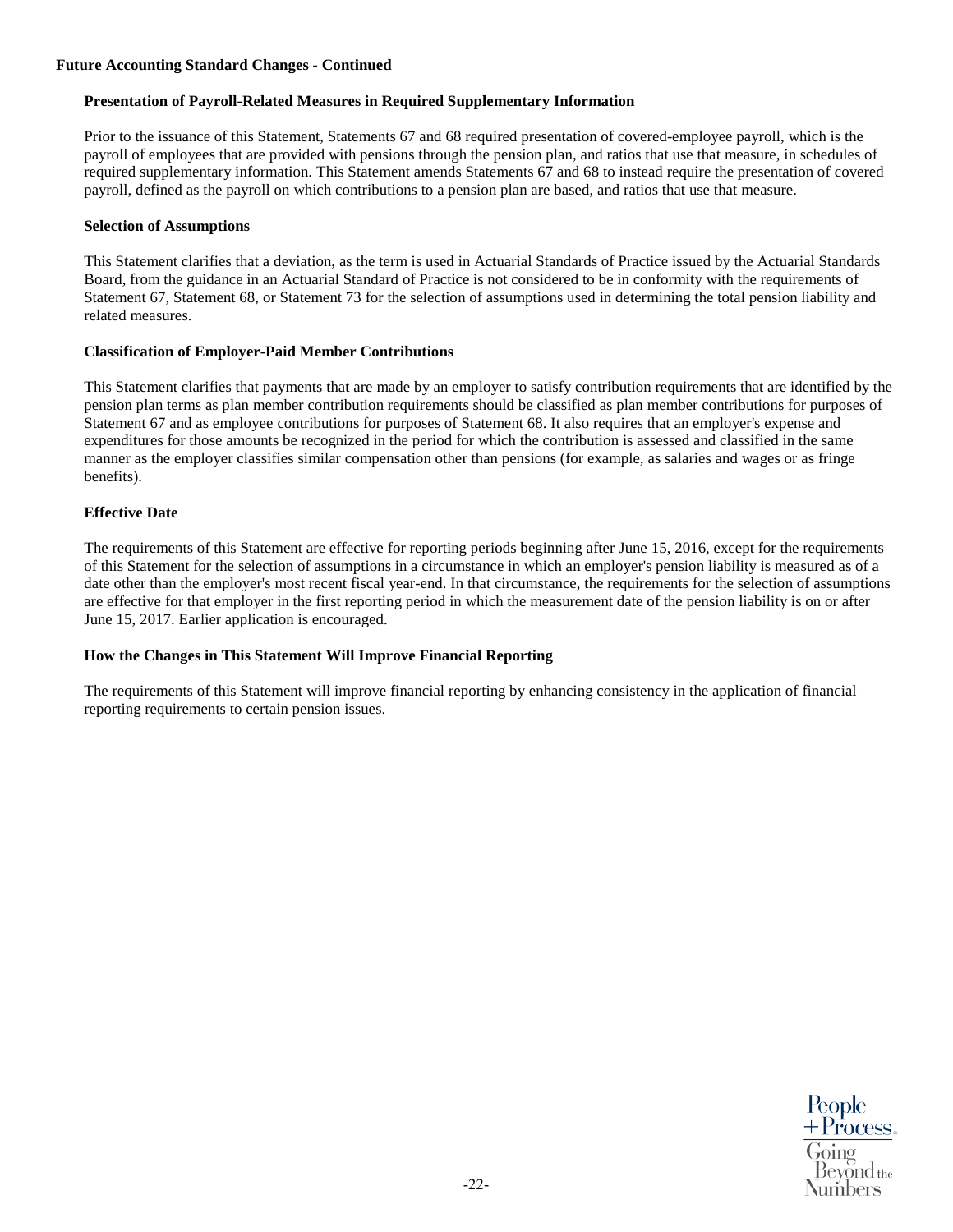**Future Accounting Standard Changes - Continued**

**Presentation of Payroll-Related Measures in Required Supplementary Information**

Prior to the issuance of this Statement, Statements 67 and 68 required presentation of covered-employee payroll, which is the payroll of employees that are provided with pensions through the pension plan, and ratios that use that measure, in schedules of required supplementary information. This Statement amends Statements 67 and 68 to instead require the presentation of covered payroll, defined as the payroll on which contributions to a pension plan are based, and ratios that use that measure.

**Selection of Assumptions**

This Statement clarifies that a deviation, as the term is used in Actuarial Standards of Practice issued by the Actuarial Standards Board, from the guidance in an Actuarial Standard of Practice is not considered to be in conformity with the requirements of Statement 67, Statement 68, or Statement 73 for the selection of assumptions used in determining the total pension liability and related measures.

**Classification of Employer-Paid Member Contributions**

This Statement clarifies that payments that are made by an employer to satisfy contribution requirements that are identified by the pension plan terms as plan member contribution requirements should be classified as plan member contributions for purposes of Statement 67 and as employee contributions for purposes of Statement 68. It also requires that an employer's expense and expenditures for those amounts be recognized in the period for which the contribution is assessed and classified in the same manner as the employer classifies similar compensation other than pensions (for example, as salaries and wages or as fringe benefits).

**Effective Date**

The requirements of this Statement are effective for reporting periods beginning after June 15, 2016, except for the requirements of this Statement for the selection of assumptions in a circumstance in which an employer's pension liability is measured as of a date other than the employer's most recent fiscal year-end. In that circumstance, the requirements for the selection of assumptions are effective for that employer in the first reporting period in which the measurement date of the pension liability is on or after June 15, 2017. Earlier application is encouraged.

**How the Changes in This Statement Will Improve Financial Reporting**

The requirements of this Statement will improve financial reporting by enhancing consistency in the application of financial reporting requirements to certain pension issues.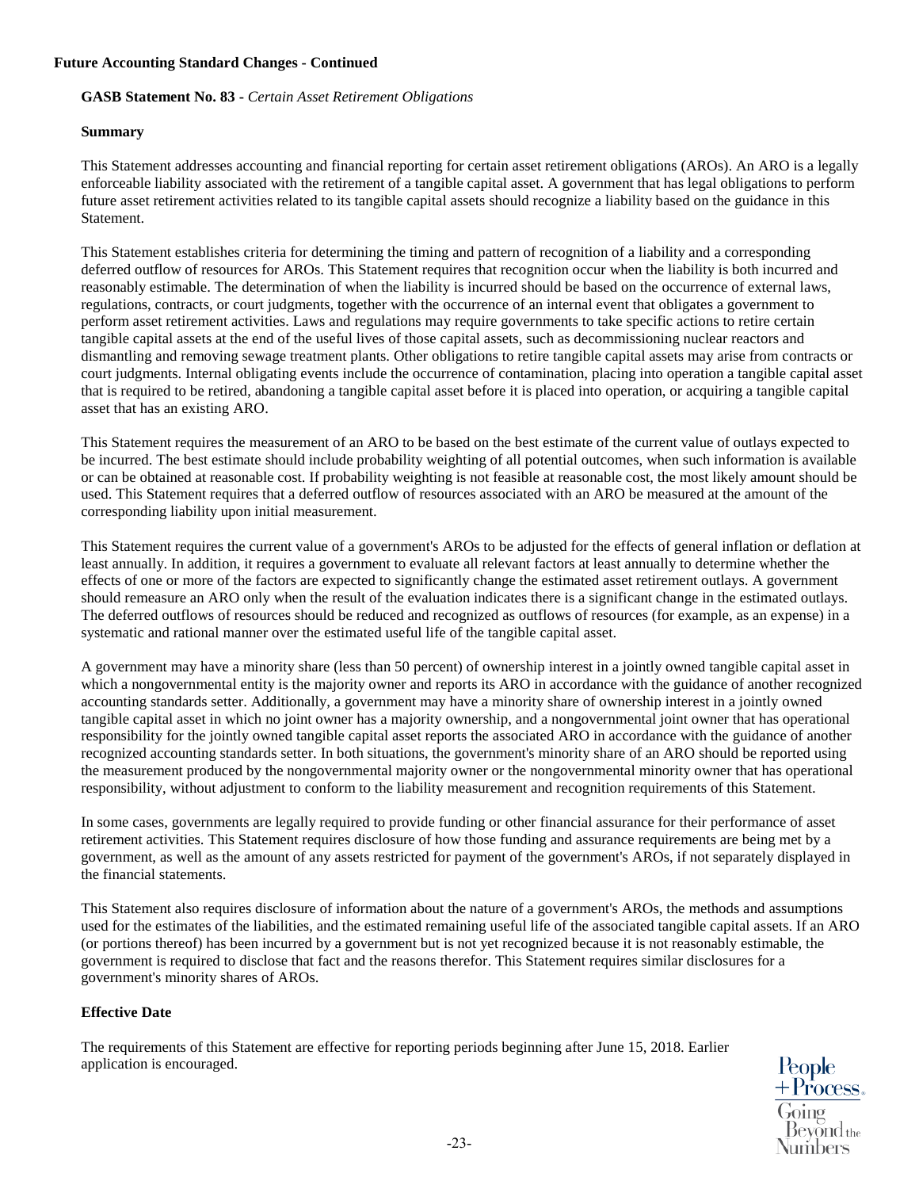**Future Accounting Standard Changes - Continued**

**GASB Statement No. 83 -** *Certain Asset Retirement Obligations*

**Summary**

This Statement addresses accounting and financial reporting for certain asset retirement obligations (AROs). An ARO is a legally enforceable liability associated with the retirement of a tangible capital asset. A government that has legal obligations to perform future asset retirement activities related to its tangible capital assets should recognize a liability based on the guidance in this Statement.

This Statement establishes criteria for determining the timing and pattern of recognition of a liability and a corresponding deferred outflow of resources for AROs. This Statement requires that recognition occur when the liability is both incurred and reasonably estimable. The determination of when the liability is incurred should be based on the occurrence of external laws, regulations, contracts, or court judgments, together with the occurrence of an internal event that obligates a government to perform asset retirement activities. Laws and regulations may require governments to take specific actions to retire certain tangible capital assets at the end of the useful lives of those capital assets, such as decommissioning nuclear reactors and dismantling and removing sewage treatment plants. Other obligations to retire tangible capital assets may arise from contracts or court judgments. Internal obligating events include the occurrence of contamination, placing into operation a tangible capital asset that is required to be retired, abandoning a tangible capital asset before it is placed into operation, or acquiring a tangible capital asset that has an existing ARO.

This Statement requires the measurement of an ARO to be based on the best estimate of the current value of outlays expected to be incurred. The best estimate should include probability weighting of all potential outcomes, when such information is available or can be obtained at reasonable cost. If probability weighting is not feasible at reasonable cost, the most likely amount should be used. This Statement requires that a deferred outflow of resources associated with an ARO be measured at the amount of the corresponding liability upon initial measurement.

This Statement requires the current value of a government's AROs to be adjusted for the effects of general inflation or deflation at least annually. In addition, it requires a government to evaluate all relevant factors at least annually to determine whether the effects of one or more of the factors are expected to significantly change the estimated asset retirement outlays. A government should remeasure an ARO only when the result of the evaluation indicates there is a significant change in the estimated outlays. The deferred outflows of resources should be reduced and recognized as outflows of resources (for example, as an expense) in a systematic and rational manner over the estimated useful life of the tangible capital asset.

A government may have a minority share (less than 50 percent) of ownership interest in a jointly owned tangible capital asset in which a nongovernmental entity is the majority owner and reports its ARO in accordance with the guidance of another recognized accounting standards setter. Additionally, a government may have a minority share of ownership interest in a jointly owned tangible capital asset in which no joint owner has a majority ownership, and a nongovernmental joint owner that has operational responsibility for the jointly owned tangible capital asset reports the associated ARO in accordance with the guidance of another recognized accounting standards setter. In both situations, the government's minority share of an ARO should be reported using the measurement produced by the nongovernmental majority owner or the nongovernmental minority owner that has operational responsibility, without adjustment to conform to the liability measurement and recognition requirements of this Statement.

In some cases, governments are legally required to provide funding or other financial assurance for their performance of asset retirement activities. This Statement requires disclosure of how those funding and assurance requirements are being met by a government, as well as the amount of any assets restricted for payment of the government's AROs, if not separately displayed in the financial statements.

This Statement also requires disclosure of information about the nature of a government's AROs, the methods and assumptions used for the estimates of the liabilities, and the estimated remaining useful life of the associated tangible capital assets. If an ARO (or portions thereof) has been incurred by a government but is not yet recognized because it is not reasonably estimable, the government is required to disclose that fact and the reasons therefor. This Statement requires similar disclosures for a government's minority shares of AROs.

**Effective Date**

The requirements of this Statement are effective for reporting periods beginning after June 15, 2018. Earlier application is encouraged.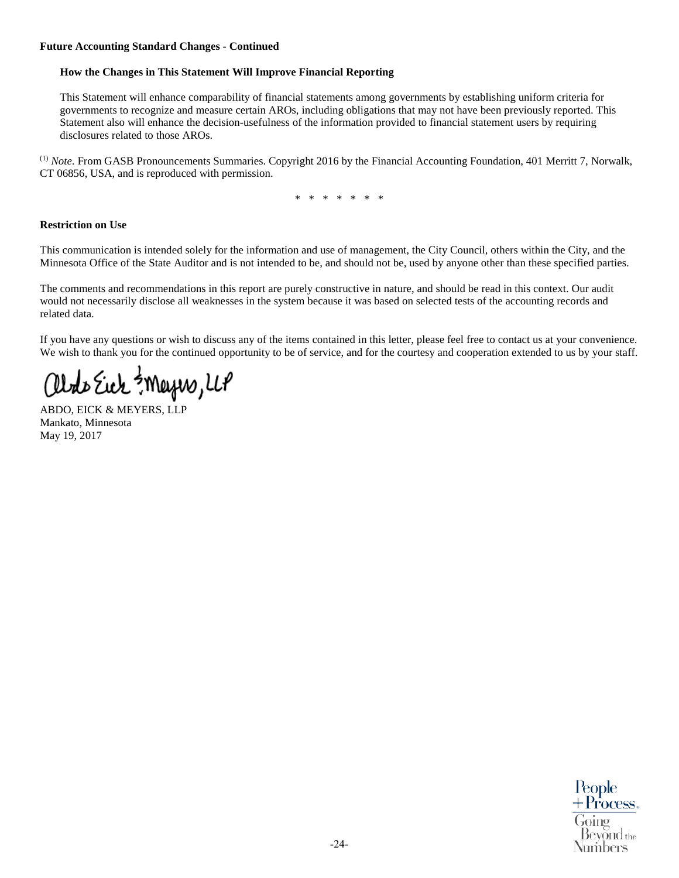**Future Accounting Standard Changes - Continued**

**How the Changes in This Statement Will Improve Financial Reporting**

This Statement will enhance comparability of financial statements among governments by establishing uniform criteria for governments to recognize and measure certain AROs, including obligations that may not have been previously reported. This Statement also will enhance the decision-usefulness of the information provided to financial statement users by requiring disclosures related to those AROs.

(1) *Note*. From GASB Pronouncements Summaries. Copyright 2016 by the Financial Accounting Foundation, 401 Merritt 7, Norwalk, CT 06856, USA, and is reproduced with permission.

\* \* \* \* \* \* \*

**Restriction on Use**

This communication is intended solely for the information and use of management, the City Council, others within the City, and the Minnesota Office of the State Auditor and is not intended to be, and should not be, used by anyone other than these specified parties.

The comments and recommendations in this report are purely constructive in nature, and should be read in this context. Our audit would not necessarily disclose all weaknesses in the system because it was based on selected tests of the accounting records and related data.

If you have any questions or wish to discuss any of the items contained in this letter, please feel free to contact us at your convenience. We wish to thank you for the continued opportunity to be of service, and for the courtesy and cooperation extended to us by your staff.

Abdo Eick & Meyers, LLP

ABDO, EICK & MEYERS, LLP
Mankato, Minnesota
May 19, 2017

People + Process. Going Beyond the Numbers